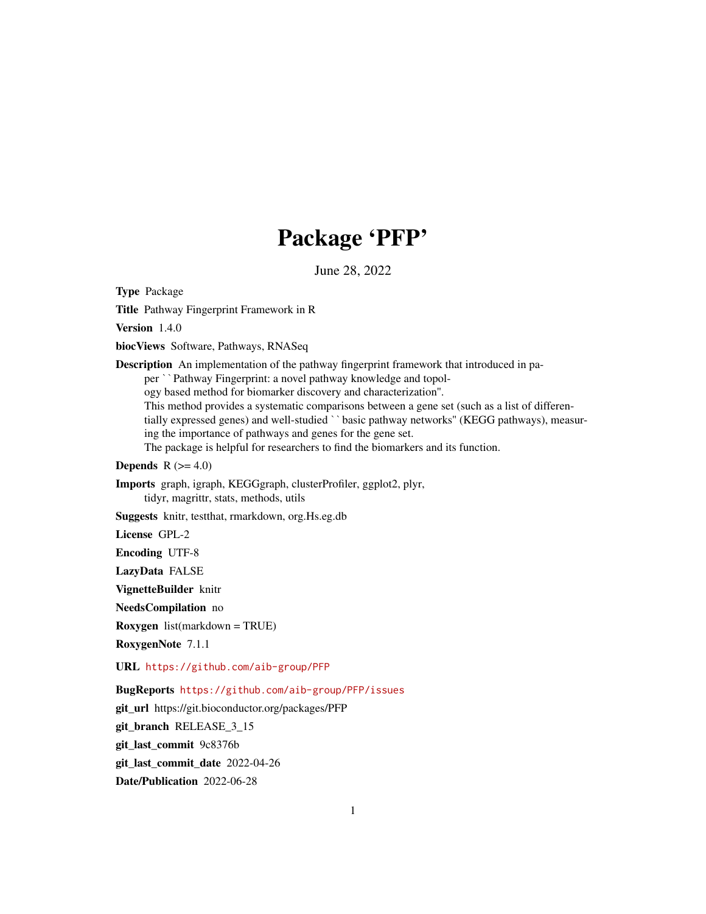# Package 'PFP'

June 28, 2022

**Type** Package

**Title** Pathway Fingerprint Framework in R

**Version** 1.4.0

**biocViews** Software, Pathways, RNASeq

**Description** An implementation of the pathway fingerprint framework that introduced in paper ``Pathway Fingerprint: a novel pathway knowledge and topology based method for biomarker discovery and characterization''.
This method provides a systematic comparisons between a gene set (such as a list of differentially expressed genes) and well-studied ``basic pathway networks'' (KEGG pathways), measuring the importance of pathways and genes for the gene set.
The package is helpful for researchers to find the biomarkers and its function.

**Depends** R (>= 4.0)

**Imports** graph, igraph, KEGGgraph, clusterProfiler, ggplot2, plyr, tidyr, magrittr, stats, methods, utils

**Suggests** knitr, testthat, rmarkdown, org.Hs.eg.db

**License** GPL-2

**Encoding** UTF-8

**LazyData** FALSE

**VignetteBuilder** knitr

**NeedsCompilation** no

**Roxygen** list(markdown = TRUE)

**RoxygenNote** 7.1.1

**URL** https://github.com/aib-group/PFP

**BugReports** https://github.com/aib-group/PFP/issues

**git_url** https://git.bioconductor.org/packages/PFP

**git_branch** RELEASE_3_15

**git_last_commit** 9c8376b

**git_last_commit_date** 2022-04-26

**Date/Publication** 2022-06-28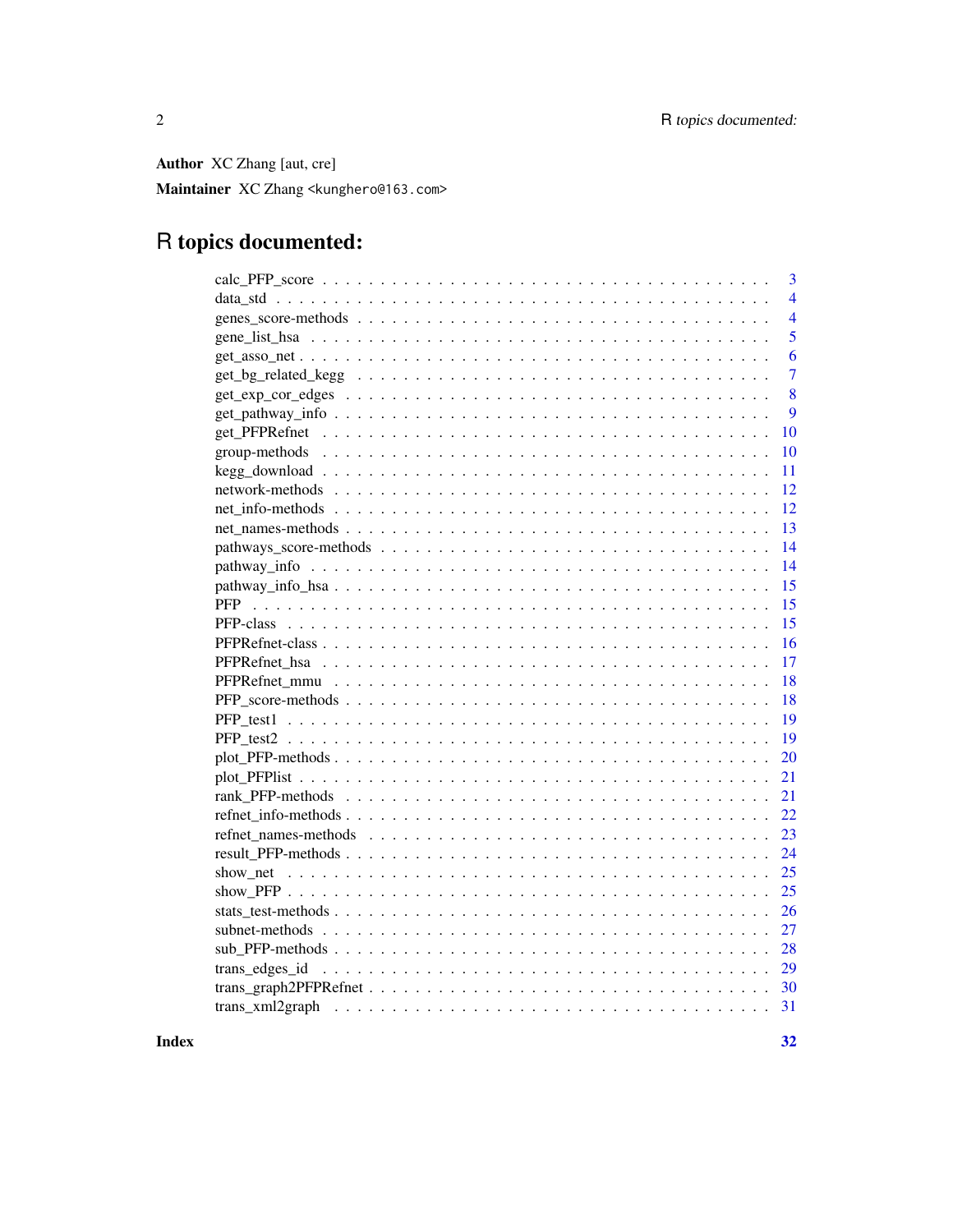**Author** XC Zhang [aut, cre]

**Maintainer** XC Zhang <kunghero@163.com>

# R topics documented:

calc_PFP_score . . . . . . . . . . . . . . . . . . . . . . . . . . . . . . . . . . . . . . . 3
data_std . . . . . . . . . . . . . . . . . . . . . . . . . . . . . . . . . . . . . . . . . . 4
genes_score-methods . . . . . . . . . . . . . . . . . . . . . . . . . . . . . . . . . . . 4
gene_list_hsa . . . . . . . . . . . . . . . . . . . . . . . . . . . . . . . . . . . . . . . 5
get_asso_net . . . . . . . . . . . . . . . . . . . . . . . . . . . . . . . . . . . . . . . 6
get_bg_related_kegg . . . . . . . . . . . . . . . . . . . . . . . . . . . . . . . . . . . 7
get_exp_cor_edges . . . . . . . . . . . . . . . . . . . . . . . . . . . . . . . . . . . . 8
get_pathway_info . . . . . . . . . . . . . . . . . . . . . . . . . . . . . . . . . . . . . 9
get_PFPRefnet . . . . . . . . . . . . . . . . . . . . . . . . . . . . . . . . . . . . . . 10
group-methods . . . . . . . . . . . . . . . . . . . . . . . . . . . . . . . . . . . . . . 10
kegg_download . . . . . . . . . . . . . . . . . . . . . . . . . . . . . . . . . . . . . . 11
network-methods . . . . . . . . . . . . . . . . . . . . . . . . . . . . . . . . . . . . . 12
net_info-methods . . . . . . . . . . . . . . . . . . . . . . . . . . . . . . . . . . . . . 12
net_names-methods . . . . . . . . . . . . . . . . . . . . . . . . . . . . . . . . . . . . 13
pathways_score-methods . . . . . . . . . . . . . . . . . . . . . . . . . . . . . . . . . 14
pathway_info . . . . . . . . . . . . . . . . . . . . . . . . . . . . . . . . . . . . . . . 14
pathway_info_hsa . . . . . . . . . . . . . . . . . . . . . . . . . . . . . . . . . . . . . 15
PFP . . . . . . . . . . . . . . . . . . . . . . . . . . . . . . . . . . . . . . . . . . . . 15
PFP-class . . . . . . . . . . . . . . . . . . . . . . . . . . . . . . . . . . . . . . . . . 15
PFPRefnet-class . . . . . . . . . . . . . . . . . . . . . . . . . . . . . . . . . . . . . 16
PFPRefnet_hsa . . . . . . . . . . . . . . . . . . . . . . . . . . . . . . . . . . . . . . 17
PFPRefnet_mmu . . . . . . . . . . . . . . . . . . . . . . . . . . . . . . . . . . . . . . 18
PFP_score-methods . . . . . . . . . . . . . . . . . . . . . . . . . . . . . . . . . . . . 18
PFP_test1 . . . . . . . . . . . . . . . . . . . . . . . . . . . . . . . . . . . . . . . . . 19
PFP_test2 . . . . . . . . . . . . . . . . . . . . . . . . . . . . . . . . . . . . . . . . . 19
plot_PFP-methods . . . . . . . . . . . . . . . . . . . . . . . . . . . . . . . . . . . . . 20
plot_PFPlist . . . . . . . . . . . . . . . . . . . . . . . . . . . . . . . . . . . . . . . . 21
rank_PFP-methods . . . . . . . . . . . . . . . . . . . . . . . . . . . . . . . . . . . . . 21
refnet_info-methods . . . . . . . . . . . . . . . . . . . . . . . . . . . . . . . . . . . . 22
refnet_names-methods . . . . . . . . . . . . . . . . . . . . . . . . . . . . . . . . . . . 23
result_PFP-methods . . . . . . . . . . . . . . . . . . . . . . . . . . . . . . . . . . . . 24
show_net . . . . . . . . . . . . . . . . . . . . . . . . . . . . . . . . . . . . . . . . . . 25
show_PFP . . . . . . . . . . . . . . . . . . . . . . . . . . . . . . . . . . . . . . . . . . 25
stats_test-methods . . . . . . . . . . . . . . . . . . . . . . . . . . . . . . . . . . . . 26
subnet-methods . . . . . . . . . . . . . . . . . . . . . . . . . . . . . . . . . . . . . . 27
sub_PFP-methods . . . . . . . . . . . . . . . . . . . . . . . . . . . . . . . . . . . . . 28
trans_edges_id . . . . . . . . . . . . . . . . . . . . . . . . . . . . . . . . . . . . . . . 29
trans_graph2PFPRefnet . . . . . . . . . . . . . . . . . . . . . . . . . . . . . . . . . . 30
trans_xml2graph . . . . . . . . . . . . . . . . . . . . . . . . . . . . . . . . . . . . . . 31

**Index** **32**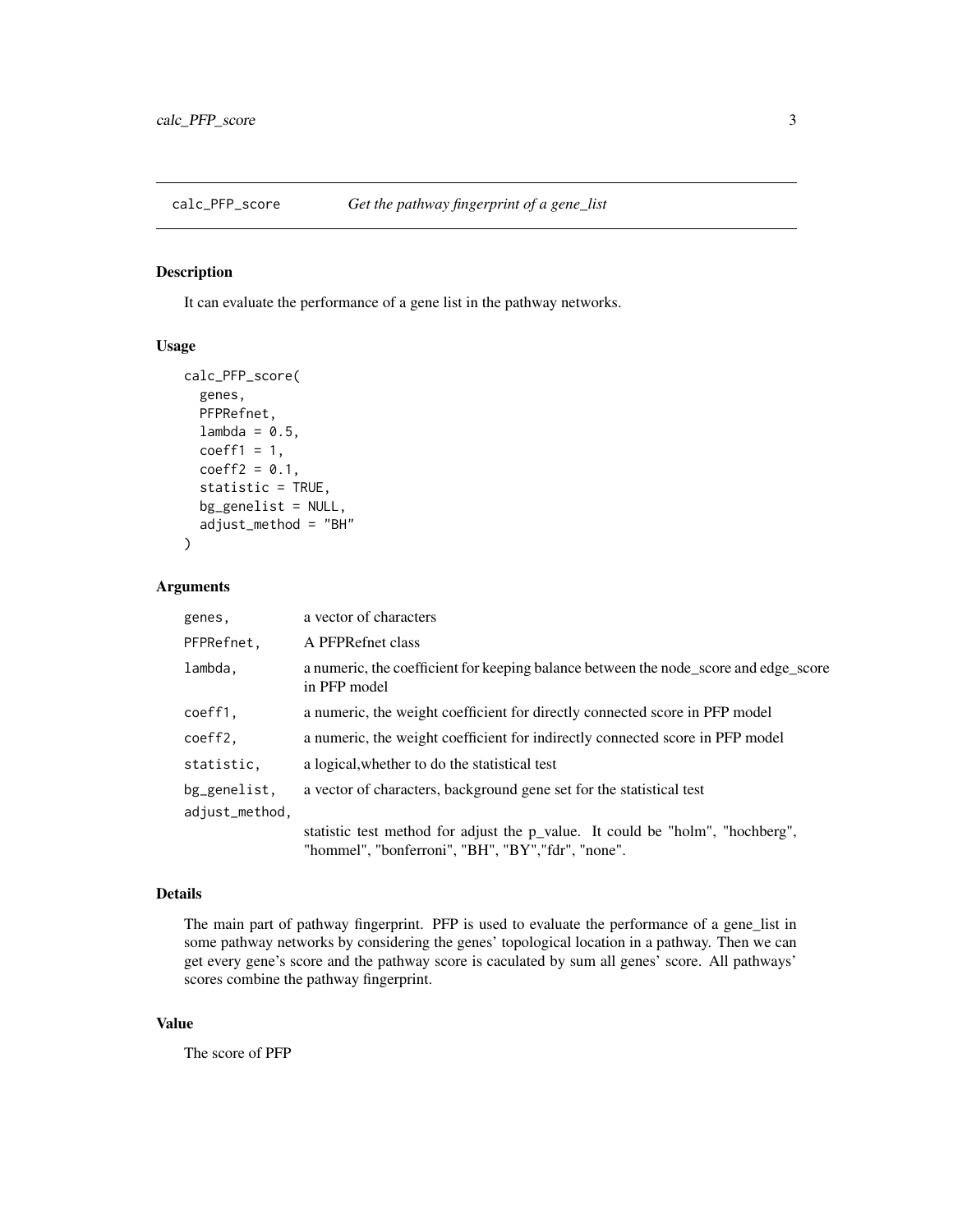## calc_PFP_score *Get the pathway fingerprint of a gene_list*

### Description

It can evaluate the performance of a gene list in the pathway networks.

### Usage

```
calc_PFP_score(
  genes,
  PFPRefnet,
  lambda = 0.5,
  coeff1 = 1,
  coeff2 = 0.1,
  statistic = TRUE,
  bg_genelist = NULL,
  adjust_method = "BH"
)
```

### Arguments

| | |
|---|---|
| genes, | a vector of characters |
| PFPRefnet, | A PFPRefnet class |
| lambda, | a numeric, the coefficient for keeping balance between the node_score and edge_score in PFP model |
| coeff1, | a numeric, the weight coefficient for directly connected score in PFP model |
| coeff2, | a numeric, the weight coefficient for indirectly connected score in PFP model |
| statistic, | a logical,whether to do the statistical test |
| bg_genelist, | a vector of characters, background gene set for the statistical test |
| adjust_method, | statistic test method for adjust the p_value. It could be "holm", "hochberg", "hommel", "bonferroni", "BH", "BY","fdr", "none". |

### Details

The main part of pathway fingerprint. PFP is used to evaluate the performance of a gene_list in some pathway networks by considering the genes' topological location in a pathway. Then we can get every gene's score and the pathway score is caculated by sum all genes' score. All pathways' scores combine the pathway fingerprint.

### Value

The score of PFP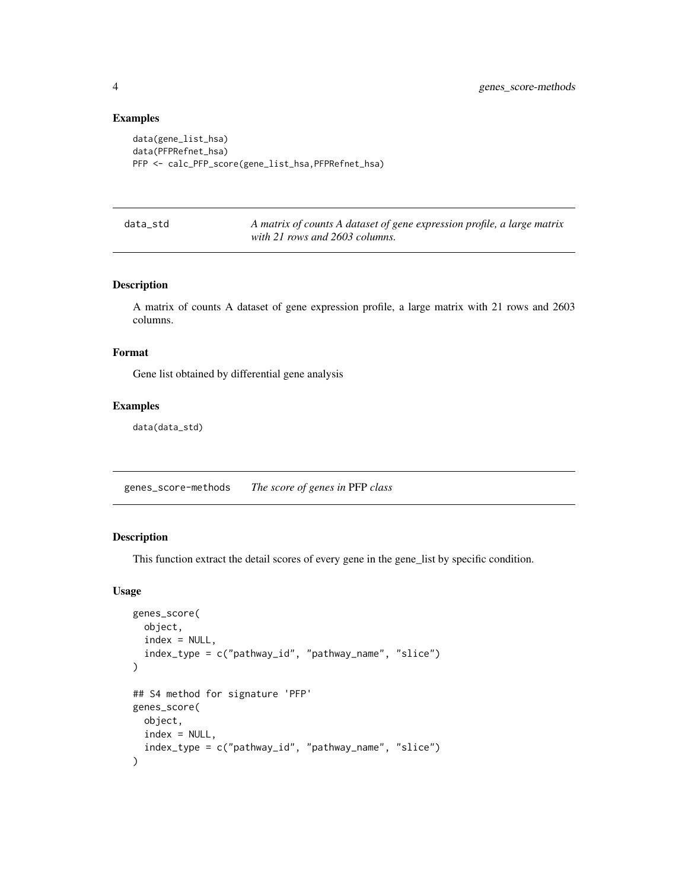### Examples

```
data(gene_list_hsa)
data(PFPRefnet_hsa)
PFP <- calc_PFP_score(gene_list_hsa,PFPRefnet_hsa)
```

---

## data_std — *A matrix of counts A dataset of gene expression profile, a large matrix with 21 rows and 2603 columns.*

### Description

A matrix of counts A dataset of gene expression profile, a large matrix with 21 rows and 2603 columns.

### Format

Gene list obtained by differential gene analysis

### Examples

```
data(data_std)
```

---

## genes_score-methods — *The score of genes in* PFP *class*

### Description

This function extract the detail scores of every gene in the gene_list by specific condition.

### Usage

```
genes_score(
  object,
  index = NULL,
  index_type = c("pathway_id", "pathway_name", "slice")
)

## S4 method for signature 'PFP'
genes_score(
  object,
  index = NULL,
  index_type = c("pathway_id", "pathway_name", "slice")
)
```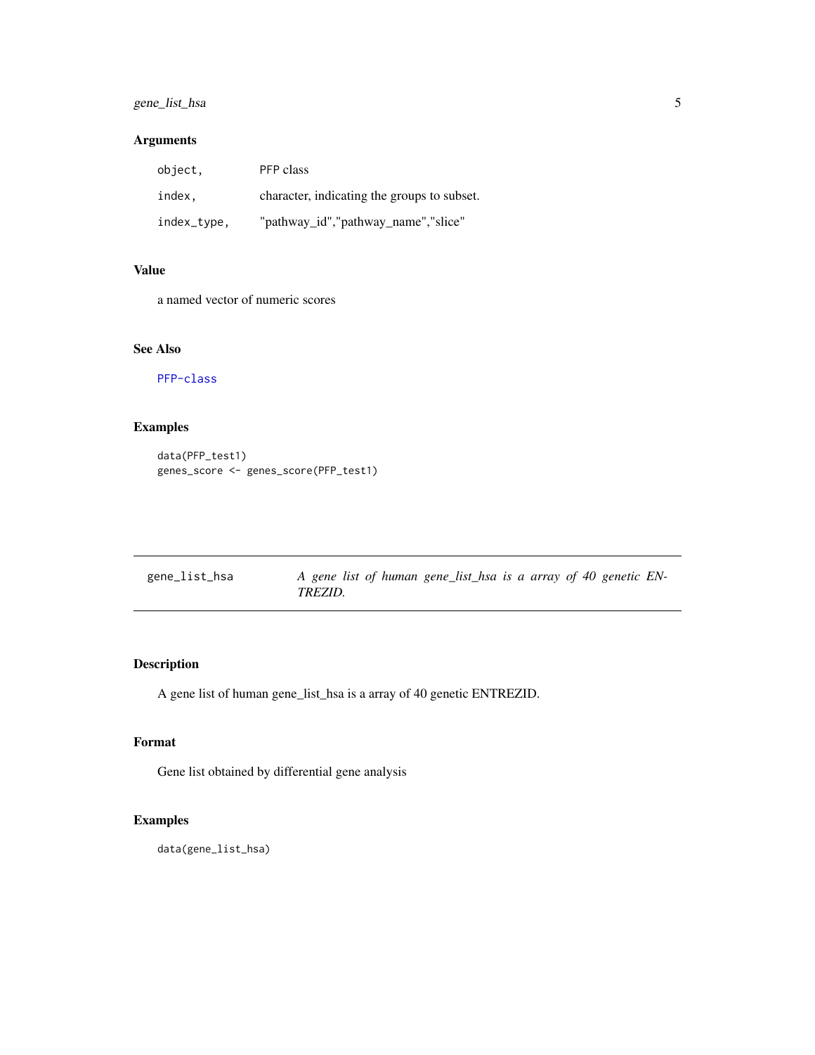## Arguments

| | |
|---|---|
| `object,` | PFP class |
| `index,` | character, indicating the groups to subset. |
| `index_type,` | "pathway_id","pathway_name","slice" |

## Value

a named vector of numeric scores

## See Also

`PFP-class`

## Examples

```
data(PFP_test1)
genes_score <- genes_score(PFP_test1)
```

---

# gene_list_hsa — *A gene list of human gene_list_hsa is a array of 40 genetic ENTREZID.*

---

## Description

A gene list of human gene_list_hsa is a array of 40 genetic ENTREZID.

## Format

Gene list obtained by differential gene analysis

## Examples

```
data(gene_list_hsa)
```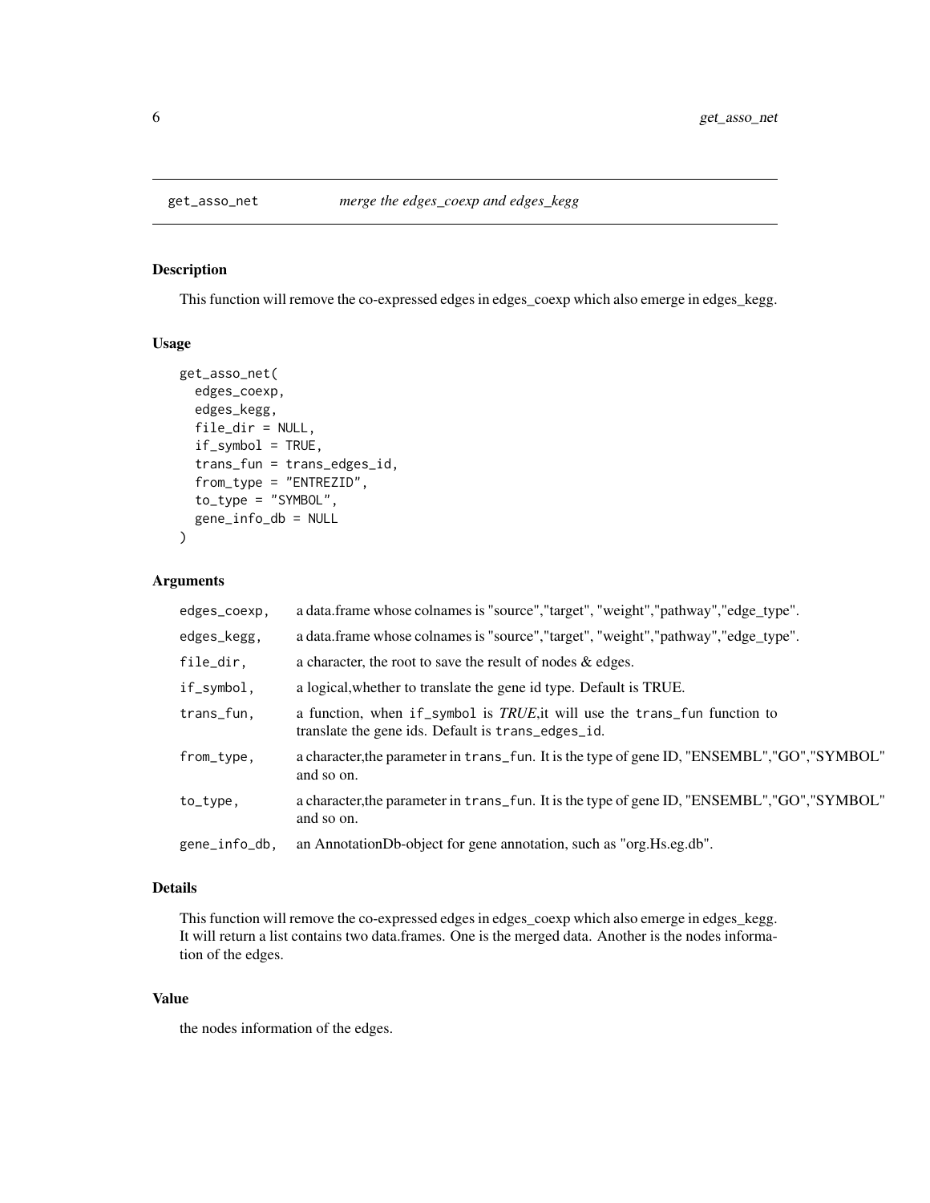## get_asso_net — *merge the edges_coexp and edges_kegg*

### Description

This function will remove the co-expressed edges in edges_coexp which also emerge in edges_kegg.

### Usage

```
get_asso_net(
  edges_coexp,
  edges_kegg,
  file_dir = NULL,
  if_symbol = TRUE,
  trans_fun = trans_edges_id,
  from_type = "ENTREZID",
  to_type = "SYMBOL",
  gene_info_db = NULL
)
```

### Arguments

| | |
|---|---|
| `edges_coexp,` | a data.frame whose colnames is "source","target", "weight","pathway","edge_type". |
| `edges_kegg,` | a data.frame whose colnames is "source","target", "weight","pathway","edge_type". |
| `file_dir,` | a character, the root to save the result of nodes & edges. |
| `if_symbol,` | a logical,whether to translate the gene id type. Default is TRUE. |
| `trans_fun,` | a function, when `if_symbol` is *TRUE*,it will use the `trans_fun` function to translate the gene ids. Default is `trans_edges_id`. |
| `from_type,` | a character,the parameter in `trans_fun`. It is the type of gene ID, "ENSEMBL","GO","SYMBOL" and so on. |
| `to_type,` | a character,the parameter in `trans_fun`. It is the type of gene ID, "ENSEMBL","GO","SYMBOL" and so on. |
| `gene_info_db,` | an AnnotationDb-object for gene annotation, such as "org.Hs.eg.db". |

### Details

This function will remove the co-expressed edges in edges_coexp which also emerge in edges_kegg. It will return a list contains two data.frames. One is the merged data. Another is the nodes information of the edges.

### Value

the nodes information of the edges.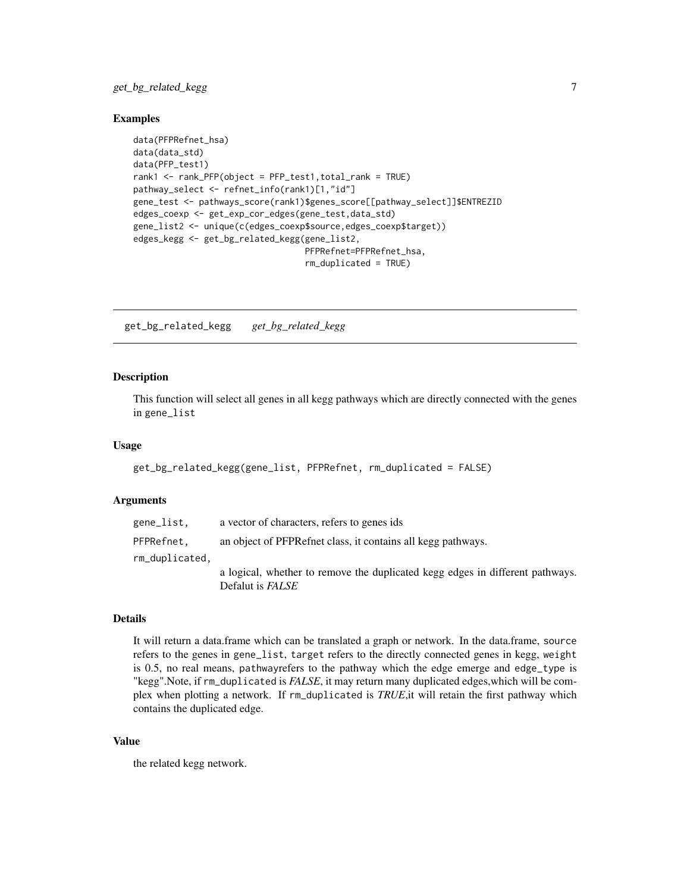### Examples

```
data(PFPRefnet_hsa)
data(data_std)
data(PFP_test1)
rank1 <- rank_PFP(object = PFP_test1,total_rank = TRUE)
pathway_select <- refnet_info(rank1)[1,"id"]
gene_test <- pathways_score(rank1)$genes_score[[pathway_select]]$ENTREZID
edges_coexp <- get_exp_cor_edges(gene_test,data_std)
gene_list2 <- unique(c(edges_coexp$source,edges_coexp$target))
edges_kegg <- get_bg_related_kegg(gene_list2,
                                  PFPRefnet=PFPRefnet_hsa,
                                  rm_duplicated = TRUE)
```

---

## get_bg_related_kegg    *get_bg_related_kegg*

---

### Description

This function will select all genes in all kegg pathways which are directly connected with the genes in `gene_list`

### Usage

```
get_bg_related_kegg(gene_list, PFPRefnet, rm_duplicated = FALSE)
```

### Arguments

| | |
|---|---|
| `gene_list,` | a vector of characters, refers to genes ids |
| `PFPRefnet,` | an object of PFPRefnet class, it contains all kegg pathways. |
| `rm_duplicated,` | a logical, whether to remove the duplicated kegg edges in different pathways. Defalut is *FALSE* |

### Details

It will return a data.frame which can be translated a graph or network. In the data.frame, `source` refers to the genes in `gene_list`, `target` refers to the directly connected genes in kegg, `weight` is 0.5, no real means, `pathway`refers to the pathway which the edge emerge and `edge_type` is "kegg".Note, if `rm_duplicated` is *FALSE*, it may return many duplicated edges,which will be complex when plotting a network. If `rm_duplicated` is *TRUE*,it will retain the first pathway which contains the duplicated edge.

### Value

the related kegg network.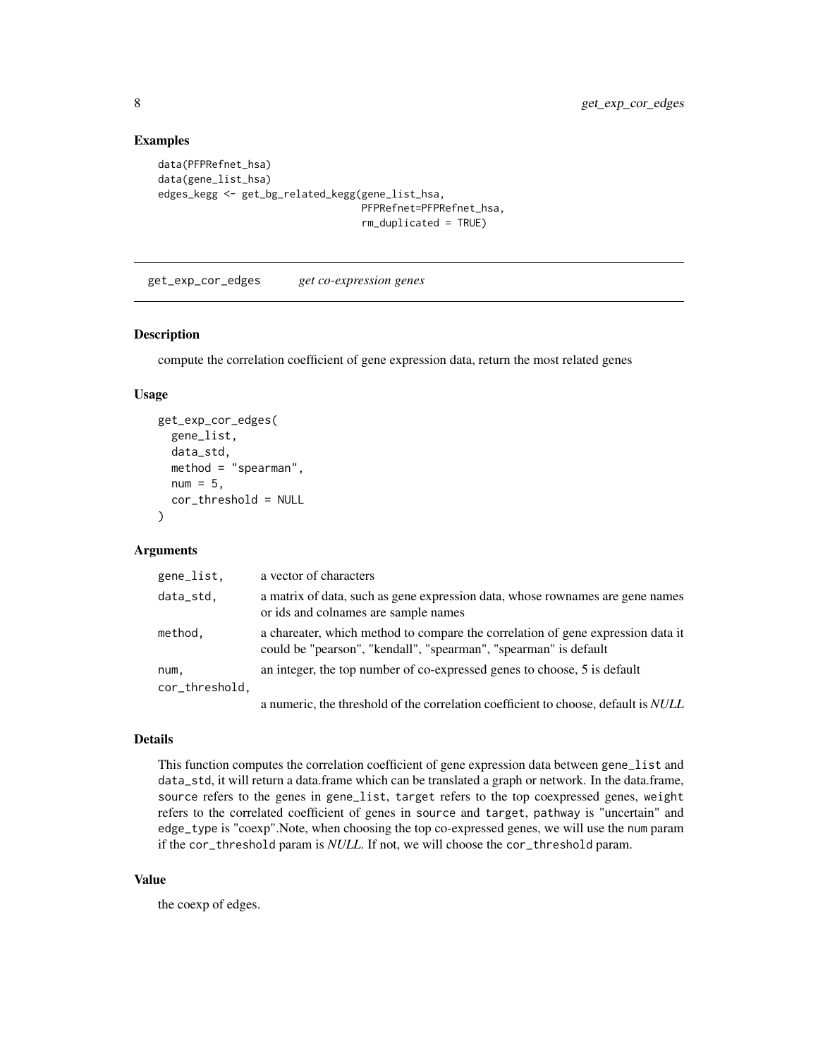## Examples

```
data(PFPRefnet_hsa)
data(gene_list_hsa)
edges_kegg <- get_bg_related_kegg(gene_list_hsa,
                                  PFPRefnet=PFPRefnet_hsa,
                                  rm_duplicated = TRUE)
```

---

# get_exp_cor_edges *get co-expression genes*

## Description

compute the correlation coefficient of gene expression data, return the most related genes

## Usage

```
get_exp_cor_edges(
  gene_list,
  data_std,
  method = "spearman",
  num = 5,
  cor_threshold = NULL
)
```

## Arguments

| | |
|---|---|
| `gene_list,` | a vector of characters |
| `data_std,` | a matrix of data, such as gene expression data, whose rownames are gene names or ids and colnames are sample names |
| `method,` | a chareater, which method to compare the correlation of gene expression data it could be "pearson", "kendall", "spearman", "spearman" is default |
| `num,` | an integer, the top number of co-expressed genes to choose, 5 is default |
| `cor_threshold,` | a numeric, the threshold of the correlation coefficient to choose, default is *NULL* |

## Details

This function computes the correlation coefficient of gene expression data between `gene_list` and `data_std`, it will return a data.frame which can be translated a graph or network. In the data.frame, `source` refers to the genes in `gene_list`, `target` refers to the top coexpressed genes, `weight` refers to the correlated coefficient of genes in `source` and `target`, `pathway` is "uncertain" and `edge_type` is "coexp".Note, when choosing the top co-expressed genes, we will use the `num` param if the `cor_threshold` param is *NULL*. If not, we will choose the `cor_threshold` param.

## Value

the coexp of edges.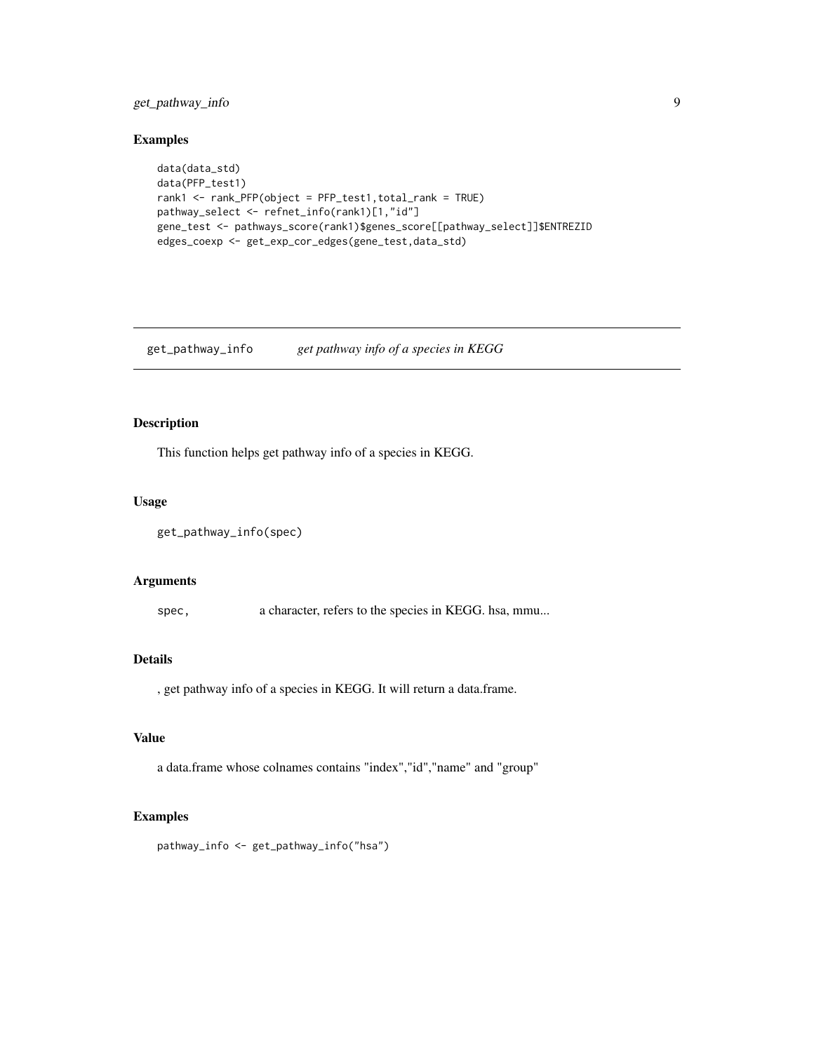## Examples

```
data(data_std)
data(PFP_test1)
rank1 <- rank_PFP(object = PFP_test1,total_rank = TRUE)
pathway_select <- refnet_info(rank1)[1,"id"]
gene_test <- pathways_score(rank1)$genes_score[[pathway_select]]$ENTREZID
edges_coexp <- get_exp_cor_edges(gene_test,data_std)
```

---

# get_pathway_info *get pathway info of a species in KEGG*

---

## Description

This function helps get pathway info of a species in KEGG.

## Usage

```
get_pathway_info(spec)
```

## Arguments

| | |
|---|---|
| spec, | a character, refers to the species in KEGG. hsa, mmu... |

## Details

, get pathway info of a species in KEGG. It will return a data.frame.

## Value

a data.frame whose colnames contains "index","id","name" and "group"

## Examples

```
pathway_info <- get_pathway_info("hsa")
```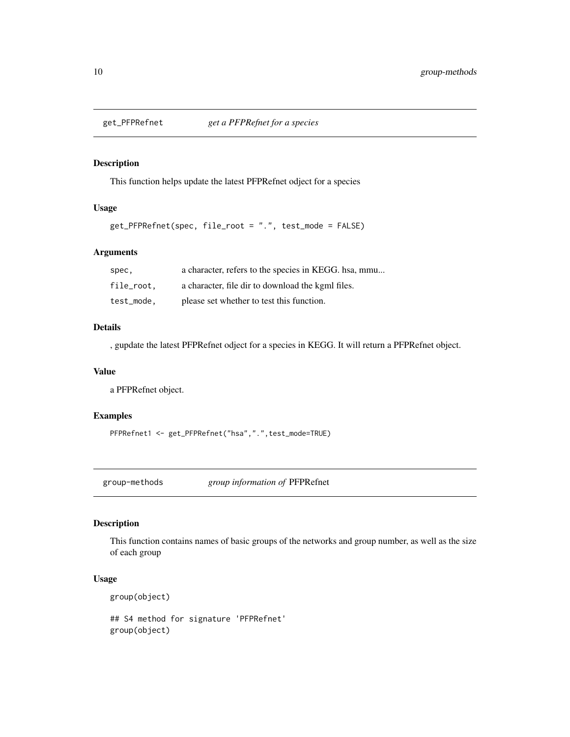## get_PFPRefnet *get a PFPRefnet for a species*

### Description

This function helps update the latest PFPRefnet odject for a species

### Usage

```
get_PFPRefnet(spec, file_root = ".", test_mode = FALSE)
```

### Arguments

| | |
|---|---|
| `spec,` | a character, refers to the species in KEGG. hsa, mmu... |
| `file_root,` | a character, file dir to download the kgml files. |
| `test_mode,` | please set whether to test this function. |

### Details

, gupdate the latest PFPRefnet odject for a species in KEGG. It will return a PFPRefnet object.

### Value

a PFPRefnet object.

### Examples

```
PFPRefnet1 <- get_PFPRefnet("hsa",".",test_mode=TRUE)
```

## group-methods *group information of* PFPRefnet

### Description

This function contains names of basic groups of the networks and group number, as well as the size of each group

### Usage

```
group(object)

## S4 method for signature 'PFPRefnet'
group(object)
```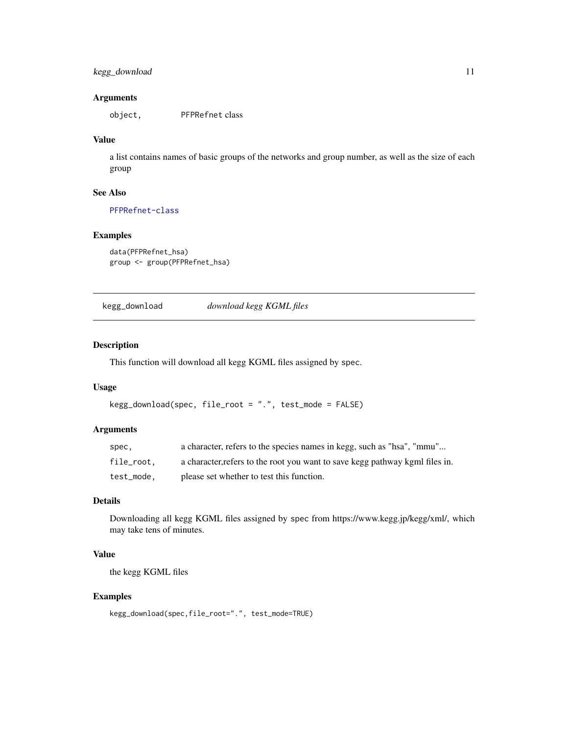### Arguments

| | |
|---|---|
| `object,` | PFPRefnet class |

### Value

a list contains names of basic groups of the networks and group number, as well as the size of each group

### See Also

PFPRefnet-class

### Examples

```
data(PFPRefnet_hsa)
group <- group(PFPRefnet_hsa)
```

---

## kegg_download    *download kegg KGML files*

---

### Description

This function will download all kegg KGML files assigned by `spec`.

### Usage

```
kegg_download(spec, file_root = ".", test_mode = FALSE)
```

### Arguments

| | |
|---|---|
| `spec,` | a character, refers to the species names in kegg, such as "hsa", "mmu"... |
| `file_root,` | a character,refers to the root you want to save kegg pathway kgml files in. |
| `test_mode,` | please set whether to test this function. |

### Details

Downloading all kegg KGML files assigned by `spec` from https://www.kegg.jp/kegg/xml/, which may take tens of minutes.

### Value

the kegg KGML files

### Examples

```
kegg_download(spec,file_root=".", test_mode=TRUE)
```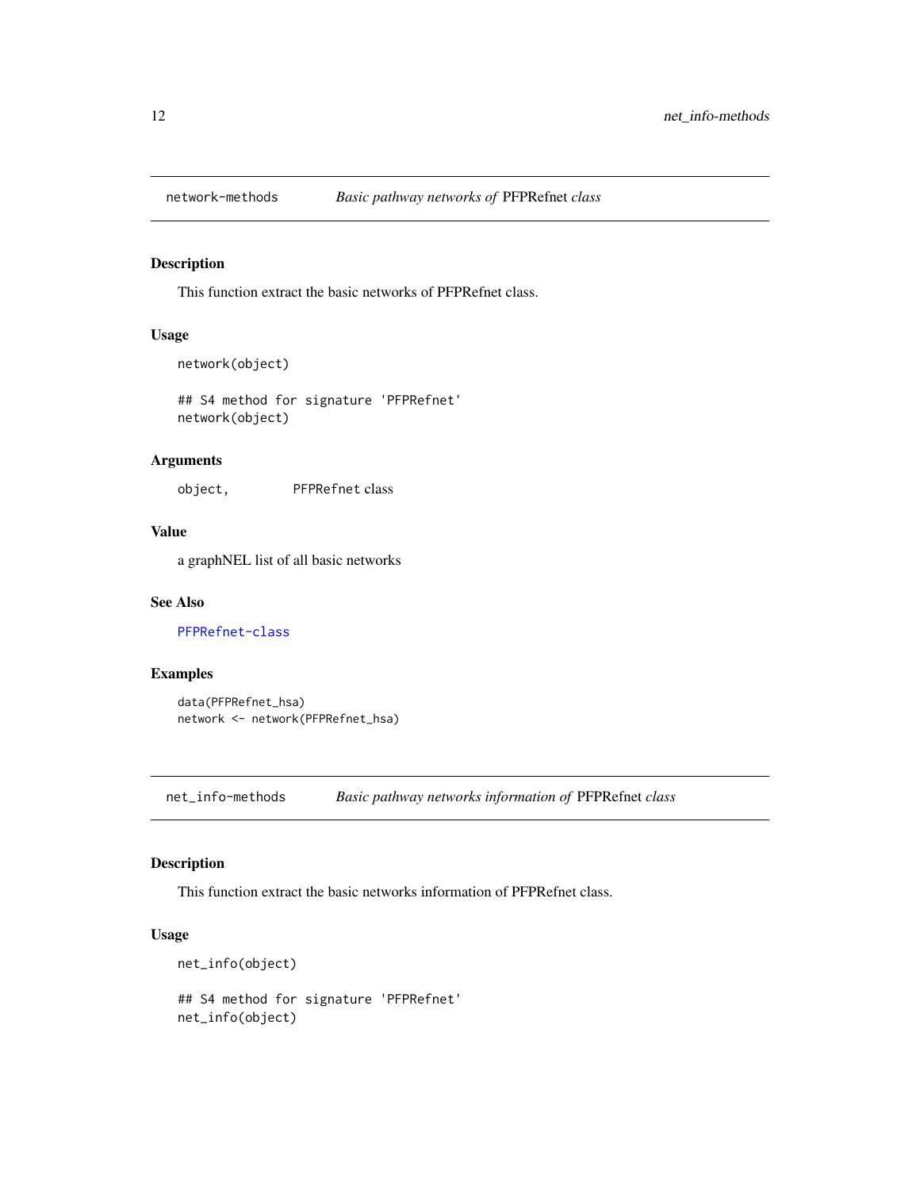## network-methods — *Basic pathway networks of* PFPRefnet *class*

### Description

This function extract the basic networks of PFPRefnet class.

### Usage

```
network(object)

## S4 method for signature 'PFPRefnet'
network(object)
```

### Arguments

| | |
|---|---|
| object, | PFPRefnet class |

### Value

a graphNEL list of all basic networks

### See Also

PFPRefnet-class

### Examples

```
data(PFPRefnet_hsa)
network <- network(PFPRefnet_hsa)
```

## net_info-methods — *Basic pathway networks information of* PFPRefnet *class*

### Description

This function extract the basic networks information of PFPRefnet class.

### Usage

```
net_info(object)

## S4 method for signature 'PFPRefnet'
net_info(object)
```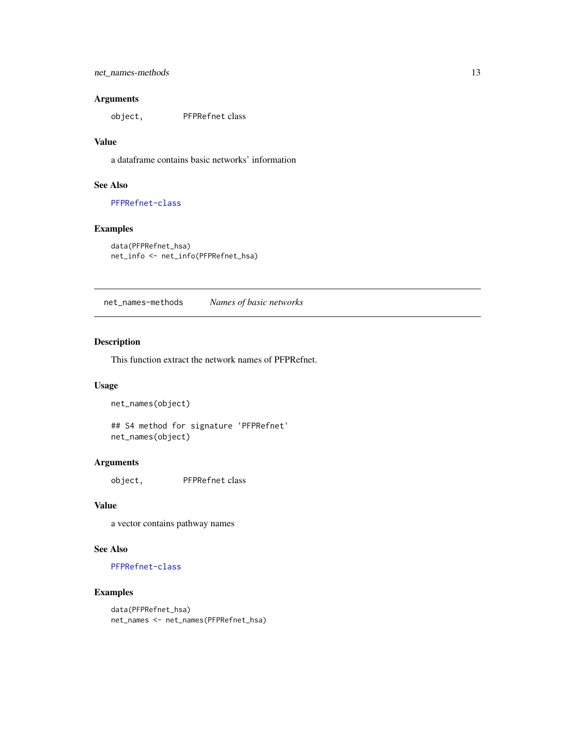### Arguments

| | |
|---|---|
| `object,` | PFPRefnet class |

### Value

a dataframe contains basic networks' information

### See Also

PFPRefnet-class

### Examples

```
data(PFPRefnet_hsa)
net_info <- net_info(PFPRefnet_hsa)
```

---

## net_names-methods — *Names of basic networks*

---

### Description

This function extract the network names of PFPRefnet.

### Usage

```
net_names(object)

## S4 method for signature 'PFPRefnet'
net_names(object)
```

### Arguments

| | |
|---|---|
| `object,` | PFPRefnet class |

### Value

a vector contains pathway names

### See Also

PFPRefnet-class

### Examples

```
data(PFPRefnet_hsa)
net_names <- net_names(PFPRefnet_hsa)
```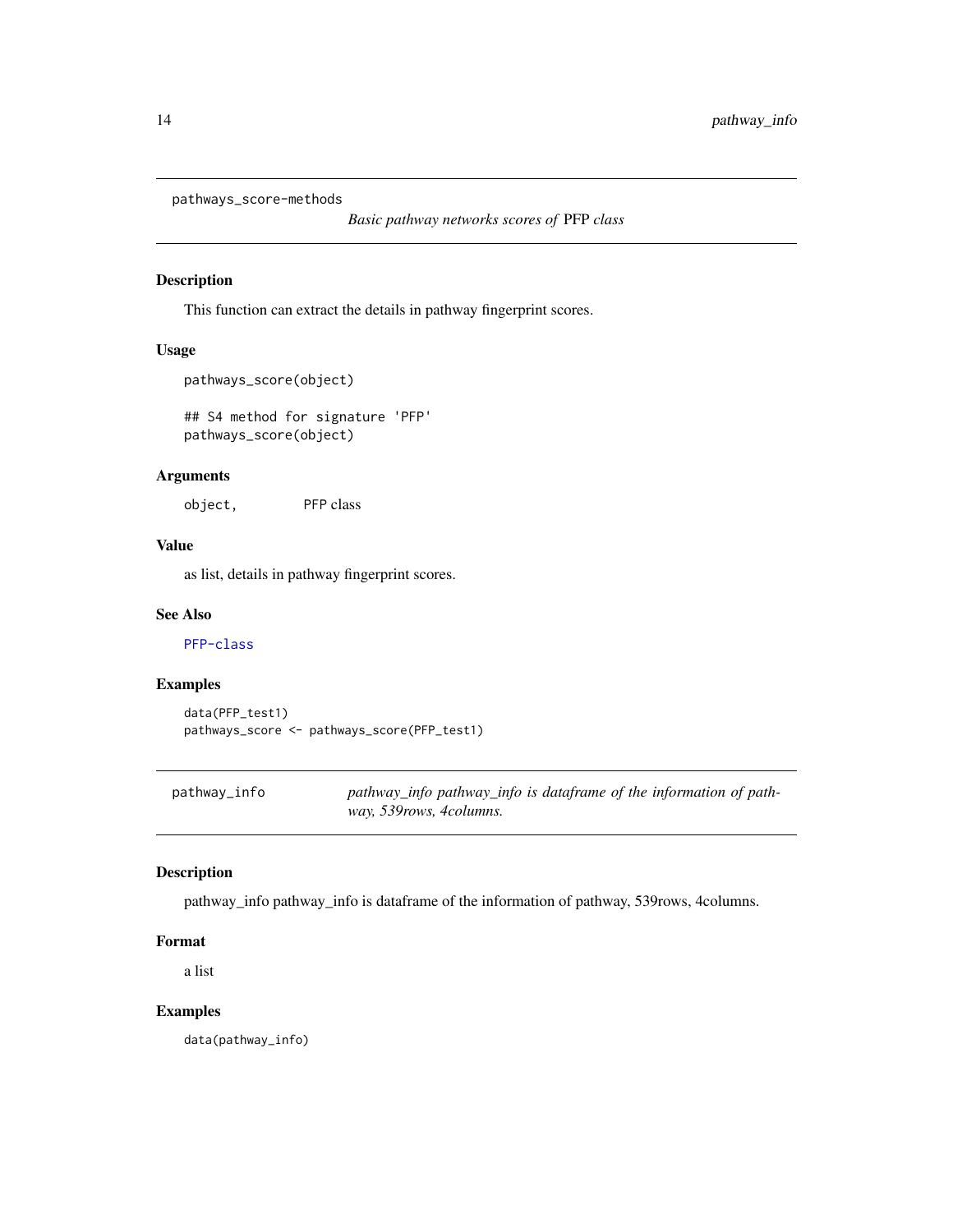## pathways_score-methods

*Basic pathway networks scores of* PFP *class*

### Description

This function can extract the details in pathway fingerprint scores.

### Usage

```
pathways_score(object)

## S4 method for signature 'PFP'
pathways_score(object)
```

### Arguments

| | |
|---|---|
| `object,` | PFP class |

### Value

as list, details in pathway fingerprint scores.

### See Also

PFP-class

### Examples

```
data(PFP_test1)
pathways_score <- pathways_score(PFP_test1)
```

## pathway_info

*pathway_info pathway_info is dataframe of the information of pathway, 539rows, 4columns.*

### Description

pathway_info pathway_info is dataframe of the information of pathway, 539rows, 4columns.

### Format

a list

### Examples

```
data(pathway_info)
```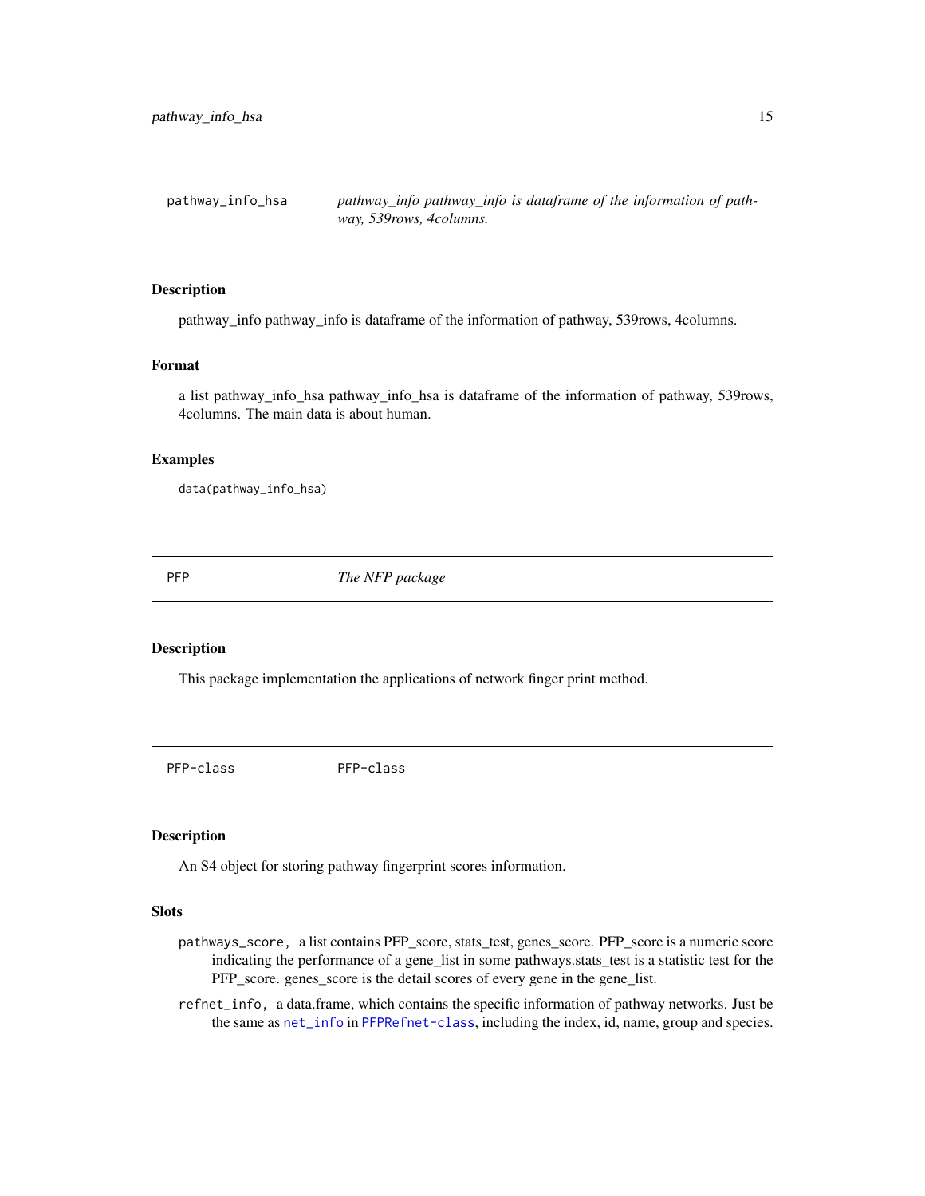## pathway_info_hsa — *pathway_info pathway_info is dataframe of the information of pathway, 539rows, 4columns.*

### Description

pathway_info pathway_info is dataframe of the information of pathway, 539rows, 4columns.

### Format

a list pathway_info_hsa pathway_info_hsa is dataframe of the information of pathway, 539rows, 4columns. The main data is about human.

### Examples

```
data(pathway_info_hsa)
```

## PFP — *The NFP package*

### Description

This package implementation the applications of network finger print method.

## PFP-class — PFP-class

### Description

An S4 object for storing pathway fingerprint scores information.

### Slots

- `pathways_score`, a list contains PFP_score, stats_test, genes_score. PFP_score is a numeric score indicating the performance of a gene_list in some pathways.stats_test is a statistic test for the PFP_score. genes_score is the detail scores of every gene in the gene_list.
- `refnet_info`, a data.frame, which contains the specific information of pathway networks. Just be the same as `net_info` in `PFPRefnet-class`, including the index, id, name, group and species.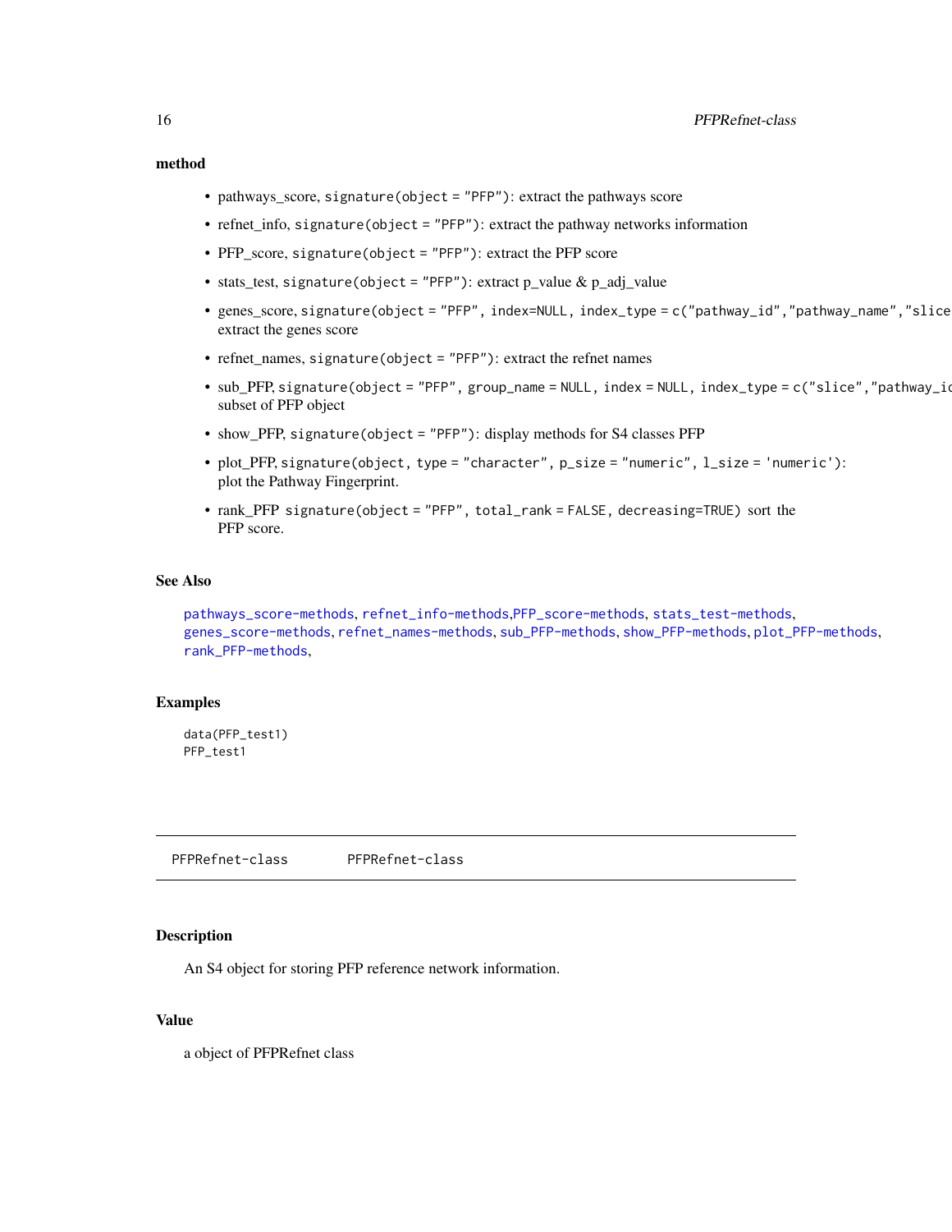### method

- pathways_score, `signature(object = "PFP")`: extract the pathways score
- refnet_info, `signature(object = "PFP")`: extract the pathway networks information
- PFP_score, `signature(object = "PFP")`: extract the PFP score
- stats_test, `signature(object = "PFP")`: extract p_value & p_adj_value
- genes_score, `signature(object = "PFP", index=NULL, index_type = c("pathway_id","pathway_name","slice` extract the genes score
- refnet_names, `signature(object = "PFP")`: extract the refnet names
- sub_PFP, `signature(object = "PFP", group_name = NULL, index = NULL, index_type = c("slice","pathway_ic` subset of PFP object
- show_PFP, `signature(object = "PFP")`: display methods for S4 classes PFP
- plot_PFP, `signature(object, type = "character", p_size = "numeric", l_size = 'numeric')`: plot the Pathway Fingerprint.
- rank_PFP `signature(object = "PFP", total_rank = FALSE, decreasing=TRUE)` sort the PFP score.

### See Also

`pathways_score-methods`, `refnet_info-methods`,`PFP_score-methods`, `stats_test-methods`, `genes_score-methods`, `refnet_names-methods`, `sub_PFP-methods`, `show_PFP-methods`, `plot_PFP-methods`, `rank_PFP-methods`,

### Examples

```
data(PFP_test1)
PFP_test1
```

---

## PFPRefnet-class &nbsp;&nbsp;&nbsp;&nbsp; PFPRefnet-class

---

### Description

An S4 object for storing PFP reference network information.

### Value

a object of PFPRefnet class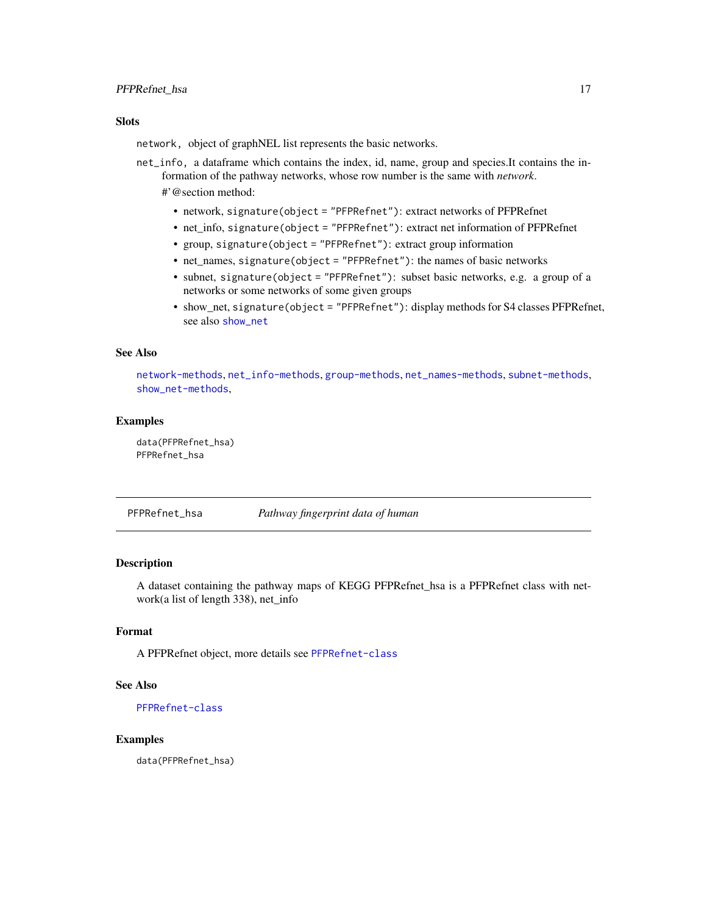### Slots

`network,` object of graphNEL list represents the basic networks.

`net_info,` a dataframe which contains the index, id, name, group and species.It contains the information of the pathway networks, whose row number is the same with *network*.

#'@section method:

- network, `signature(object = "PFPRefnet")`: extract networks of PFPRefnet
- net_info, `signature(object = "PFPRefnet")`: extract net information of PFPRefnet
- group, `signature(object = "PFPRefnet")`: extract group information
- net_names, `signature(object = "PFPRefnet")`: the names of basic networks
- subnet, `signature(object = "PFPRefnet")`: subset basic networks, e.g. a group of a networks or some networks of some given groups
- show_net, `signature(object = "PFPRefnet")`: display methods for S4 classes PFPRefnet, see also `show_net`

### See Also

`network-methods`, `net_info-methods`, `group-methods`, `net_names-methods`, `subnet-methods`, `show_net-methods`,

### Examples

```
data(PFPRefnet_hsa)
PFPRefnet_hsa
```

---

## PFPRefnet_hsa    *Pathway fingerprint data of human*

---

### Description

A dataset containing the pathway maps of KEGG PFPRefnet_hsa is a PFPRefnet class with network(a list of length 338), net_info

### Format

A PFPRefnet object, more details see `PFPRefnet-class`

### See Also

`PFPRefnet-class`

### Examples

```
data(PFPRefnet_hsa)
```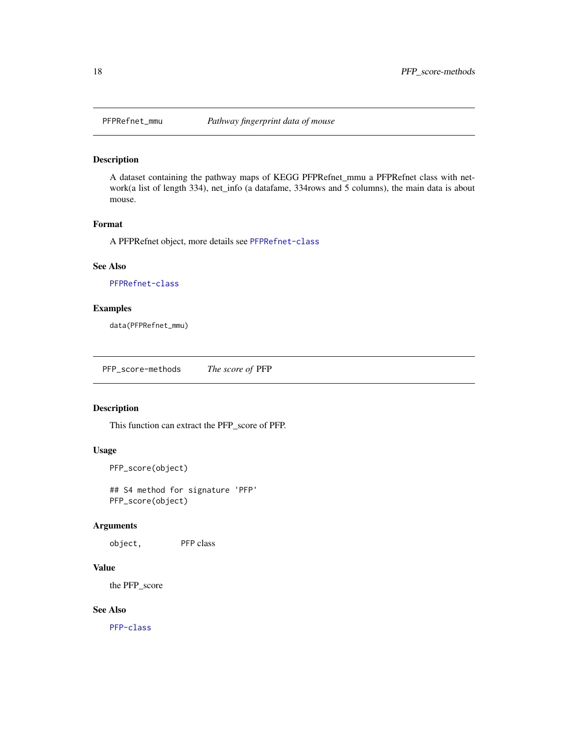## PFPRefnet_mmu — *Pathway fingerprint data of mouse*

### Description

A dataset containing the pathway maps of KEGG PFPRefnet_mmu a PFPRefnet class with network(a list of length 334), net_info (a datafame, 334rows and 5 columns), the main data is about mouse.

### Format

A PFPRefnet object, more details see PFPRefnet-class

### See Also

PFPRefnet-class

### Examples

```
data(PFPRefnet_mmu)
```

## PFP_score-methods — *The score of* PFP

### Description

This function can extract the PFP_score of PFP.

### Usage

```
PFP_score(object)

## S4 method for signature 'PFP'
PFP_score(object)
```

### Arguments

| | |
|---|---|
| object, | PFP class |

### Value

the PFP_score

### See Also

PFP-class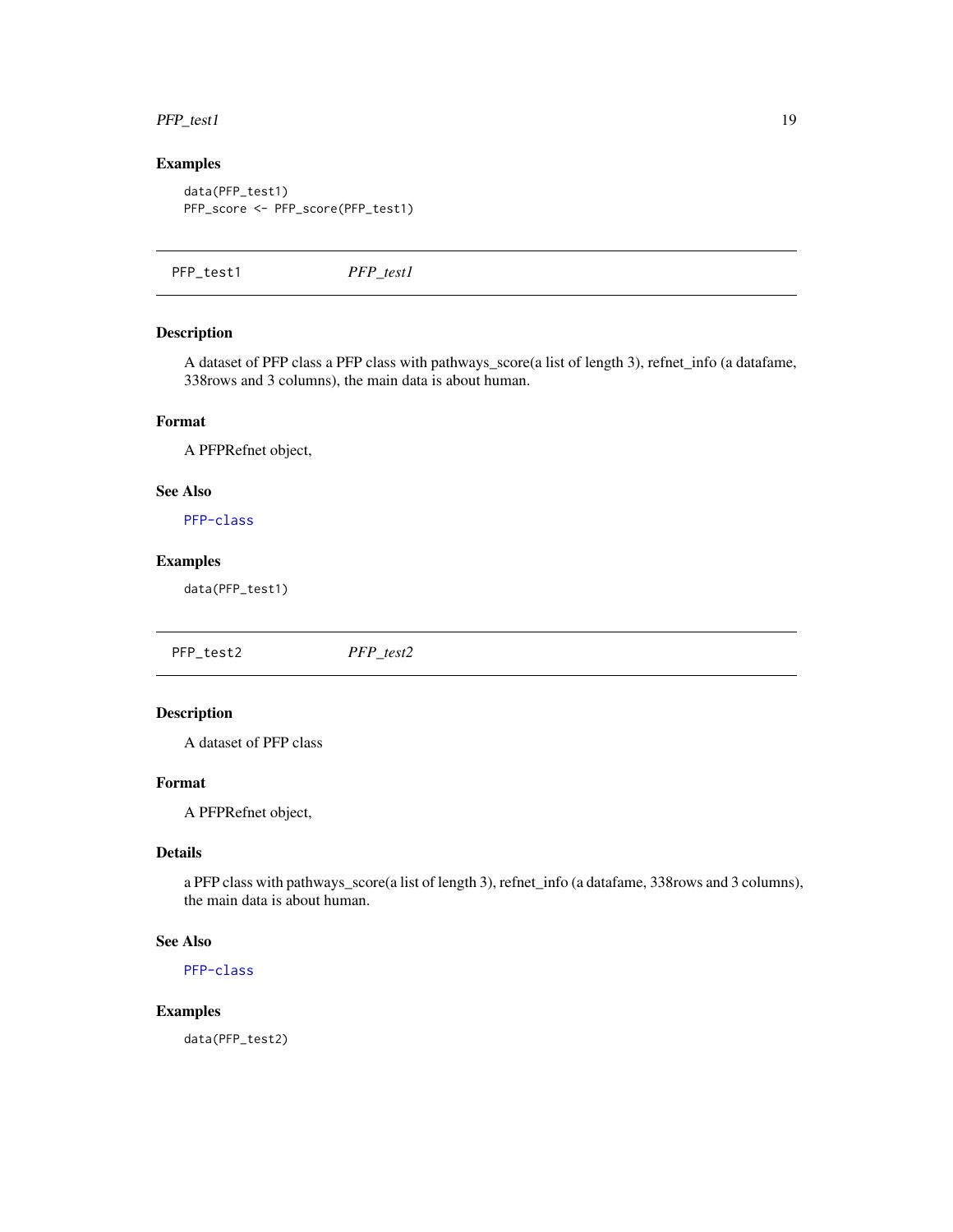## Examples

```
data(PFP_test1)
PFP_score <- PFP_score(PFP_test1)
```

---

## PFP_test1 *PFP_test1*

---

### Description

A dataset of PFP class a PFP class with pathways_score(a list of length 3), refnet_info (a datafame, 338rows and 3 columns), the main data is about human.

### Format

A PFPRefnet object,

### See Also

PFP-class

### Examples

```
data(PFP_test1)
```

---

## PFP_test2 *PFP_test2*

---

### Description

A dataset of PFP class

### Format

A PFPRefnet object,

### Details

a PFP class with pathways_score(a list of length 3), refnet_info (a datafame, 338rows and 3 columns), the main data is about human.

### See Also

PFP-class

### Examples

```
data(PFP_test2)
```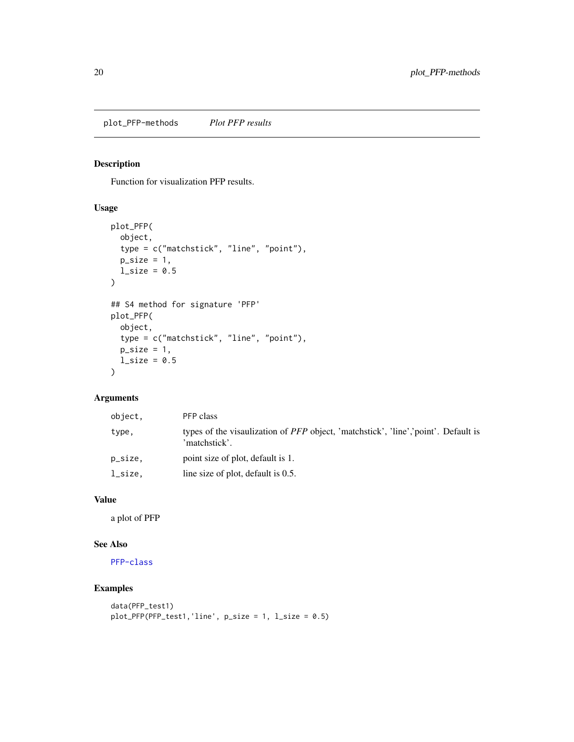plot_PFP-methods    *Plot PFP results*

## Description

Function for visualization PFP results.

## Usage

```
plot_PFP(
  object,
  type = c("matchstick", "line", "point"),
  p_size = 1,
  l_size = 0.5
)

## S4 method for signature 'PFP'
plot_PFP(
  object,
  type = c("matchstick", "line", "point"),
  p_size = 1,
  l_size = 0.5
)
```

## Arguments

| | |
|---|---|
| `object,` | PFP class |
| `type,` | types of the visaulization of *PFP* object, 'matchstick', 'line','point'. Default is 'matchstick'. |
| `p_size,` | point size of plot, default is 1. |
| `l_size,` | line size of plot, default is 0.5. |

## Value

a plot of PFP

## See Also

PFP-class

## Examples

```
data(PFP_test1)
plot_PFP(PFP_test1,'line', p_size = 1, l_size = 0.5)
```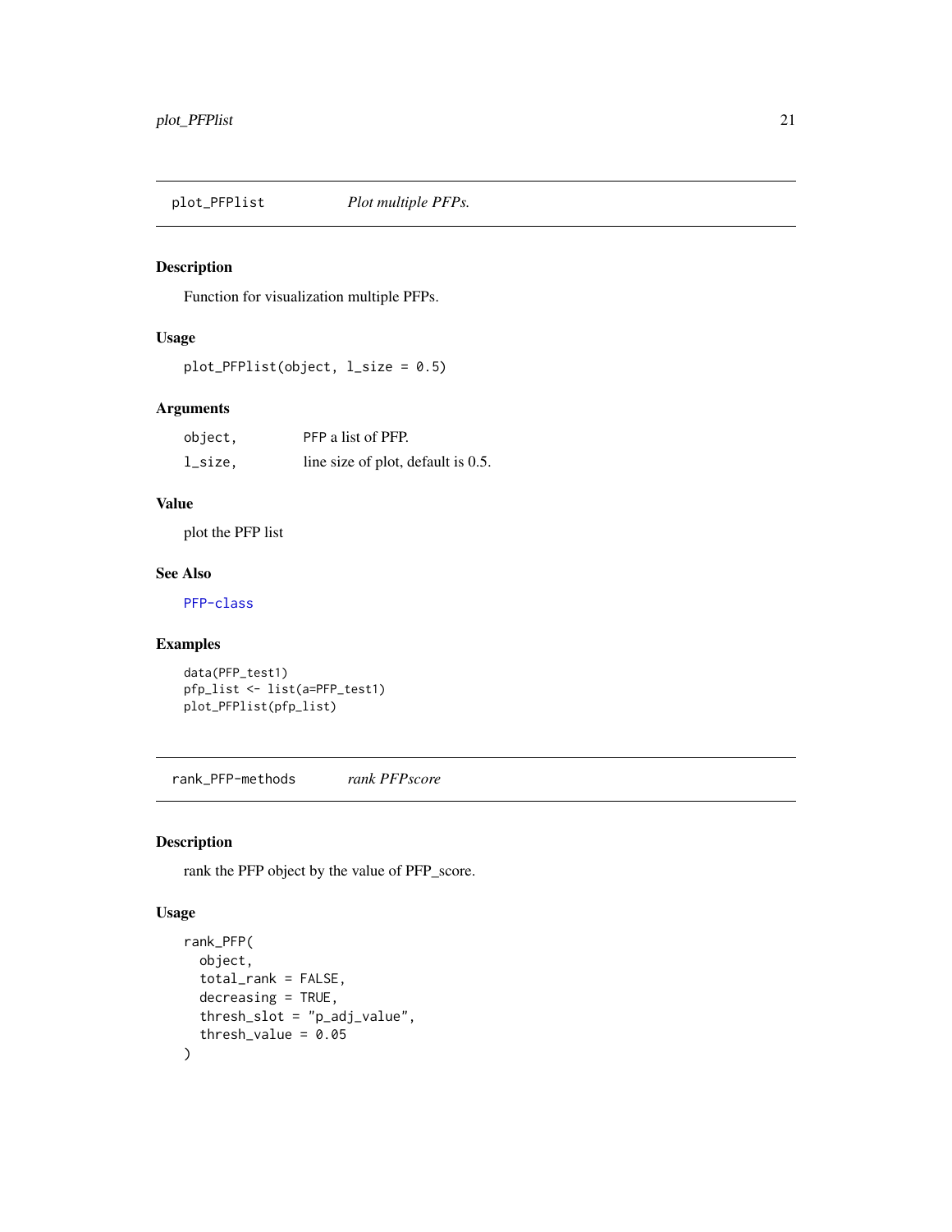## plot_PFPlist *Plot multiple PFPs.*

### Description

Function for visualization multiple PFPs.

### Usage

```
plot_PFPlist(object, l_size = 0.5)
```

### Arguments

| | |
|---|---|
| object, | PFP a list of PFP. |
| l_size, | line size of plot, default is 0.5. |

### Value

plot the PFP list

### See Also

PFP-class

### Examples

```
data(PFP_test1)
pfp_list <- list(a=PFP_test1)
plot_PFPlist(pfp_list)
```

## rank_PFP-methods *rank PFPscore*

### Description

rank the PFP object by the value of PFP_score.

### Usage

```
rank_PFP(
  object,
  total_rank = FALSE,
  decreasing = TRUE,
  thresh_slot = "p_adj_value",
  thresh_value = 0.05
)
```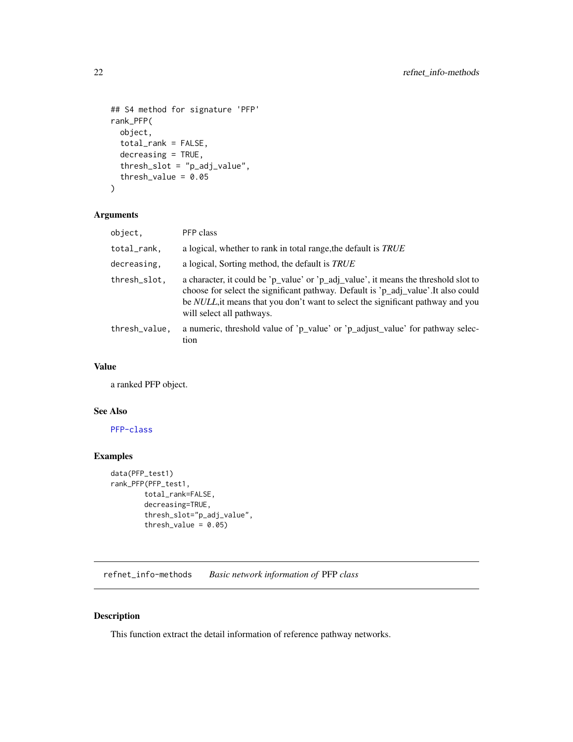```
## S4 method for signature 'PFP'
rank_PFP(
  object,
  total_rank = FALSE,
  decreasing = TRUE,
  thresh_slot = "p_adj_value",
  thresh_value = 0.05
)
```

### Arguments

| | |
|---|---|
| `object,` | PFP class |
| `total_rank,` | a logical, whether to rank in total range,the default is *TRUE* |
| `decreasing,` | a logical, Sorting method, the default is *TRUE* |
| `thresh_slot,` | a character, it could be 'p_value' or 'p_adj_value', it means the threshold slot to choose for select the significant pathway. Default is 'p_adj_value'.It also could be *NULL*,it means that you don't want to select the significant pathway and you will select all pathways. |
| `thresh_value,` | a numeric, threshold value of 'p_value' or 'p_adjust_value' for pathway selection |

### Value

a ranked PFP object.

### See Also

PFP-class

### Examples

```
data(PFP_test1)
rank_PFP(PFP_test1,
        total_rank=FALSE,
        decreasing=TRUE,
        thresh_slot="p_adj_value",
        thresh_value = 0.05)
```

---

## refnet_info-methods    *Basic network information of* PFP *class*

---

### Description

This function extract the detail information of reference pathway networks.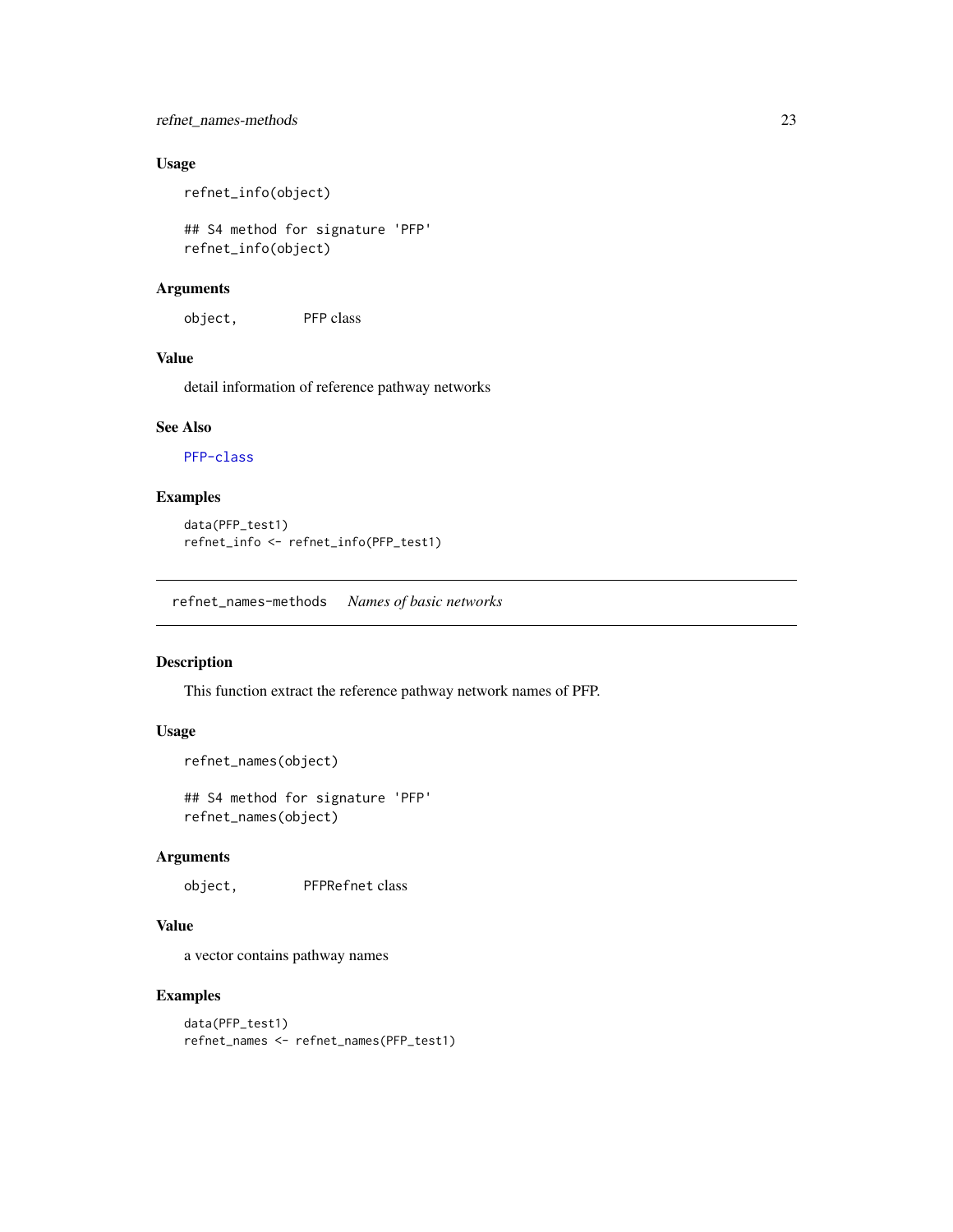### Usage

```
refnet_info(object)

## S4 method for signature 'PFP'
refnet_info(object)
```

### Arguments

| | |
|---|---|
| object, | PFP class |

### Value

detail information of reference pathway networks

### See Also

PFP-class

### Examples

```
data(PFP_test1)
refnet_info <- refnet_info(PFP_test1)
```

---

## refnet_names-methods *Names of basic networks*

---

### Description

This function extract the reference pathway network names of PFP.

### Usage

```
refnet_names(object)

## S4 method for signature 'PFP'
refnet_names(object)
```

### Arguments

| | |
|---|---|
| object, | PFPRefnet class |

### Value

a vector contains pathway names

### Examples

```
data(PFP_test1)
refnet_names <- refnet_names(PFP_test1)
```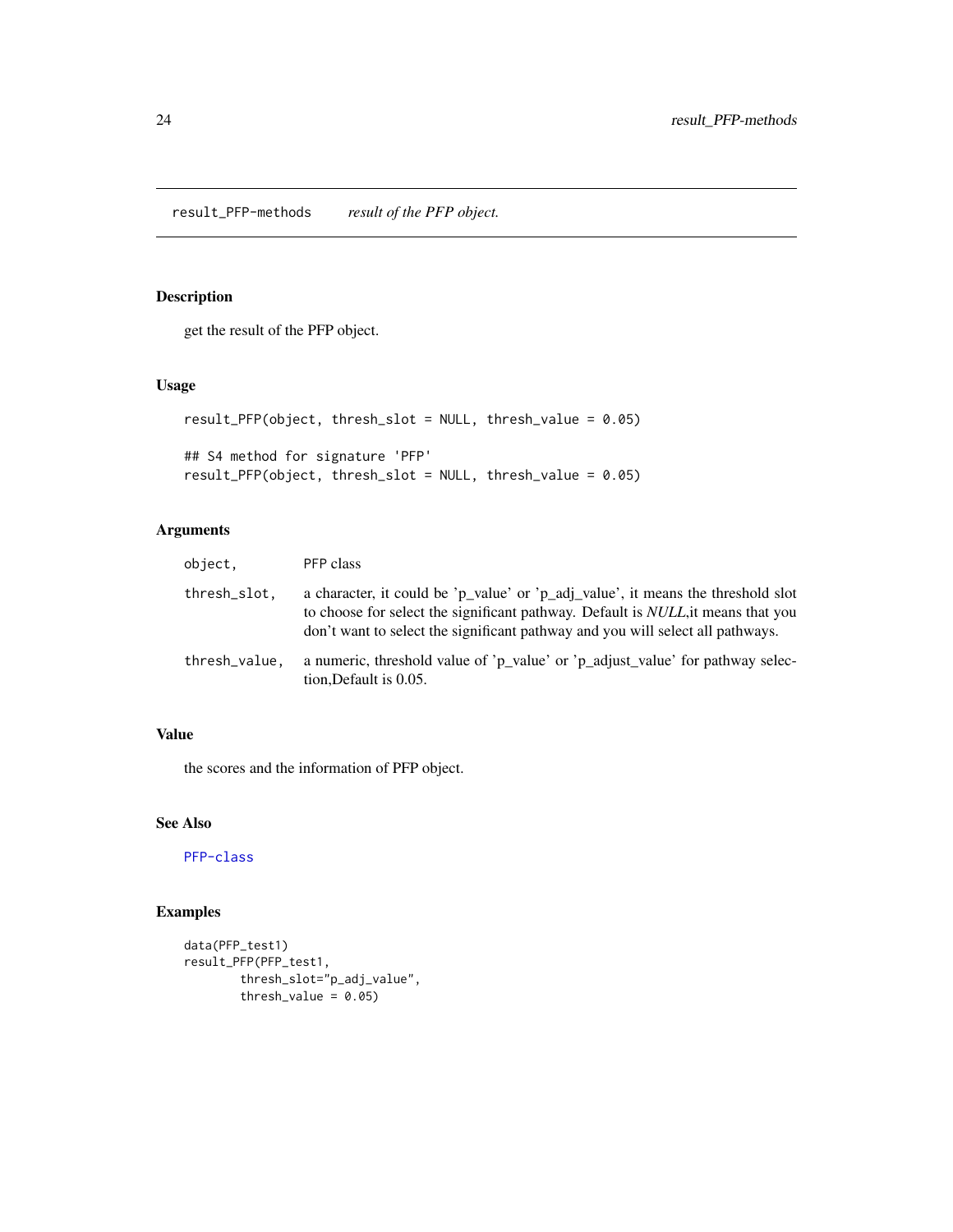`result_PFP-methods` *result of the PFP object.*

## Description

get the result of the PFP object.

## Usage

```
result_PFP(object, thresh_slot = NULL, thresh_value = 0.05)

## S4 method for signature 'PFP'
result_PFP(object, thresh_slot = NULL, thresh_value = 0.05)
```

## Arguments

| | |
|---|---|
| `object,` | PFP class |
| `thresh_slot,` | a character, it could be 'p_value' or 'p_adj_value', it means the threshold slot to choose for select the significant pathway. Default is *NULL*,it means that you don't want to select the significant pathway and you will select all pathways. |
| `thresh_value,` | a numeric, threshold value of 'p_value' or 'p_adjust_value' for pathway selection,Default is 0.05. |

## Value

the scores and the information of PFP object.

## See Also

PFP-class

## Examples

```
data(PFP_test1)
result_PFP(PFP_test1,
        thresh_slot="p_adj_value",
        thresh_value = 0.05)
```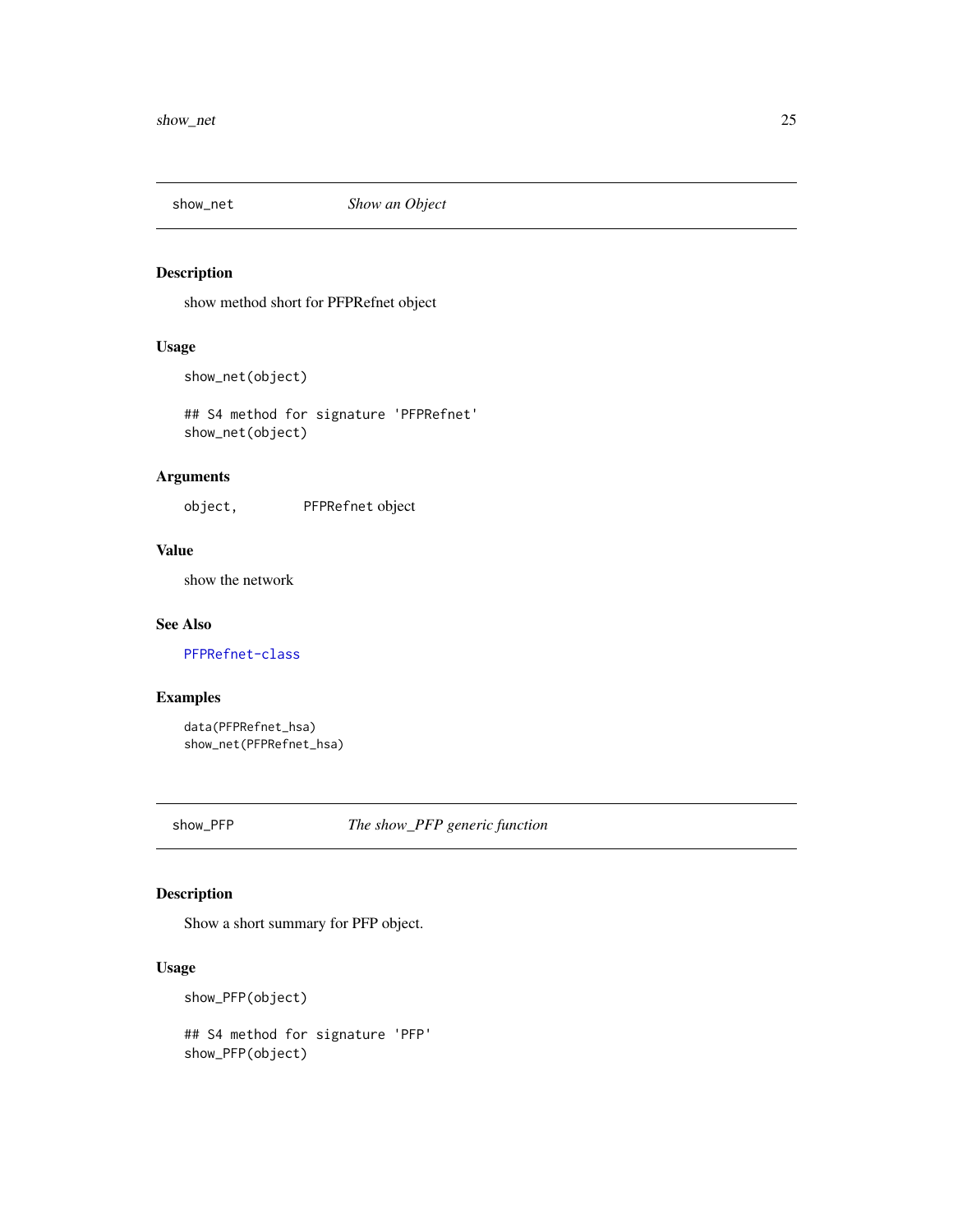## show_net *Show an Object*

### Description

show method short for PFPRefnet object

### Usage

```
show_net(object)

## S4 method for signature 'PFPRefnet'
show_net(object)
```

### Arguments

| | |
|---|---|
| `object,` | `PFPRefnet` object |

### Value

show the network

### See Also

PFPRefnet-class

### Examples

```
data(PFPRefnet_hsa)
show_net(PFPRefnet_hsa)
```

## show_PFP *The show_PFP generic function*

### Description

Show a short summary for PFP object.

### Usage

```
show_PFP(object)

## S4 method for signature 'PFP'
show_PFP(object)
```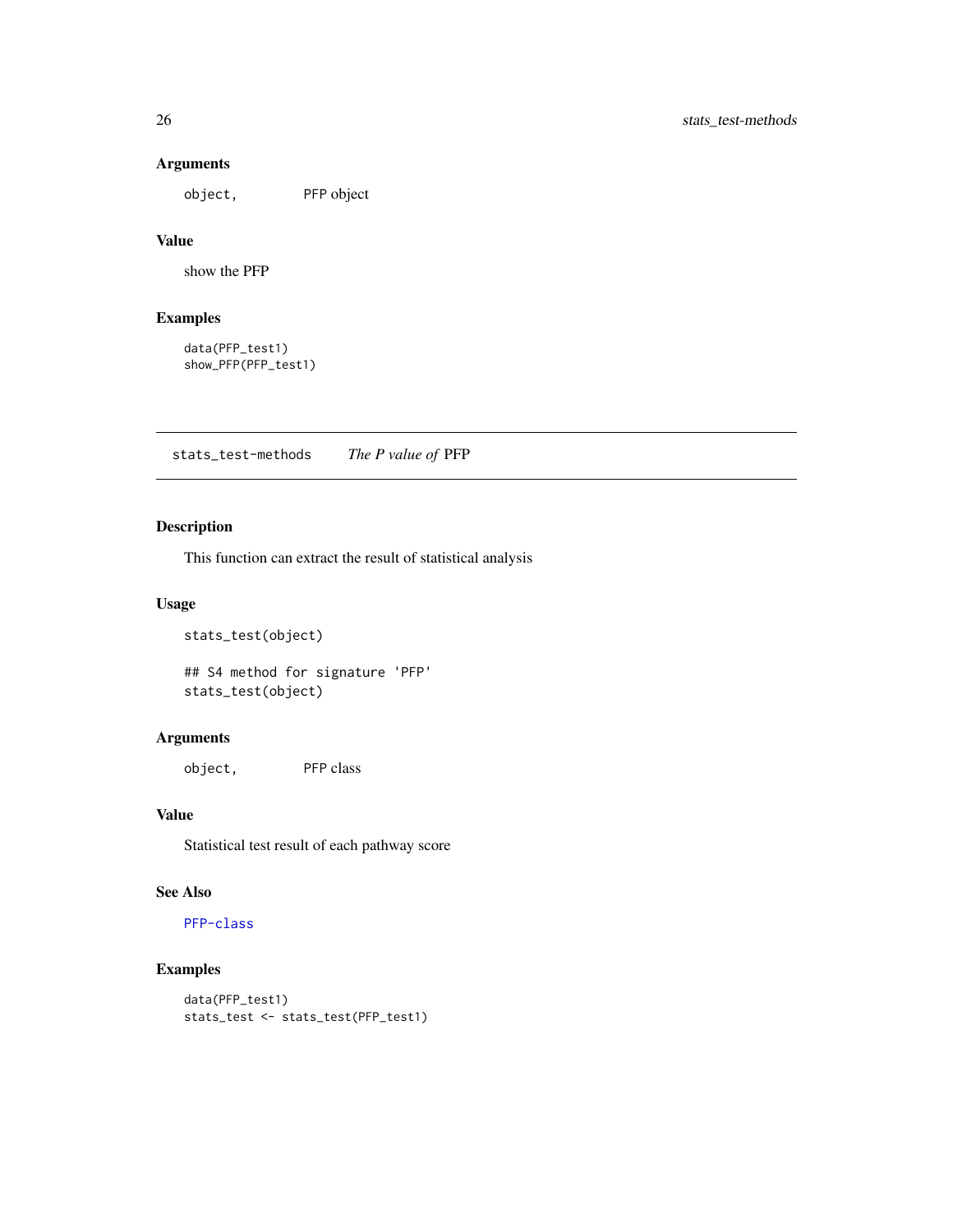### Arguments

object,       PFP object

### Value

show the PFP

### Examples

```
data(PFP_test1)
show_PFP(PFP_test1)
```

---

## stats_test-methods    *The P value of* PFP

---

### Description

This function can extract the result of statistical analysis

### Usage

```
stats_test(object)

## S4 method for signature 'PFP'
stats_test(object)
```

### Arguments

object,       PFP class

### Value

Statistical test result of each pathway score

### See Also

PFP-class

### Examples

```
data(PFP_test1)
stats_test <- stats_test(PFP_test1)
```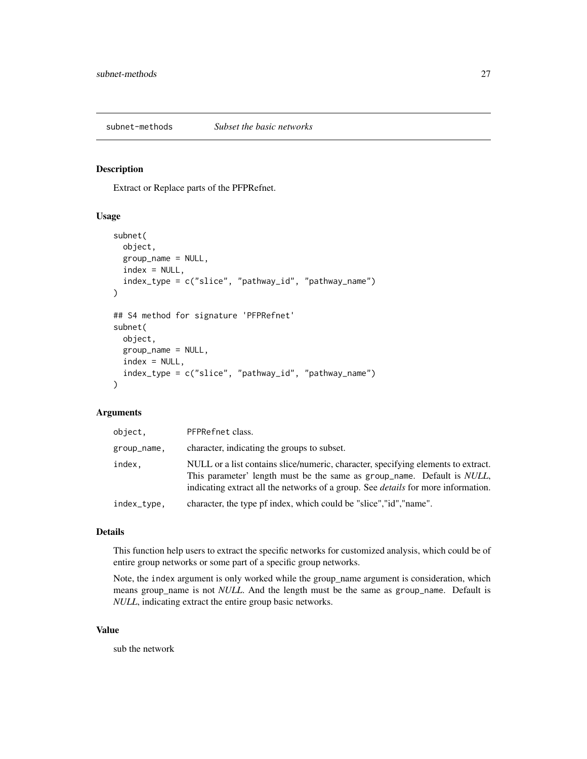## subnet-methods *Subset the basic networks*

### Description

Extract or Replace parts of the PFPRefnet.

### Usage

```
subnet(
  object,
  group_name = NULL,
  index = NULL,
  index_type = c("slice", "pathway_id", "pathway_name")
)

## S4 method for signature 'PFPRefnet'
subnet(
  object,
  group_name = NULL,
  index = NULL,
  index_type = c("slice", "pathway_id", "pathway_name")
)
```

### Arguments

| | |
|---|---|
| `object,` | `PFPRefnet` class. |
| `group_name,` | character, indicating the groups to subset. |
| `index,` | NULL or a list contains slice/numeric, character, specifying elements to extract. This parameter' length must be the same as `group_name`. Default is *NULL*, indicating extract all the networks of a group. See *details* for more information. |
| `index_type,` | character, the type pf index, which could be "slice","id","name". |

### Details

This function help users to extract the specific networks for customized analysis, which could be of entire group networks or some part of a specific group networks.

Note, the `index` argument is only worked while the group_name argument is consideration, which means group_name is not *NULL*. And the length must be the same as `group_name`. Default is *NULL*, indicating extract the entire group basic networks.

### Value

sub the network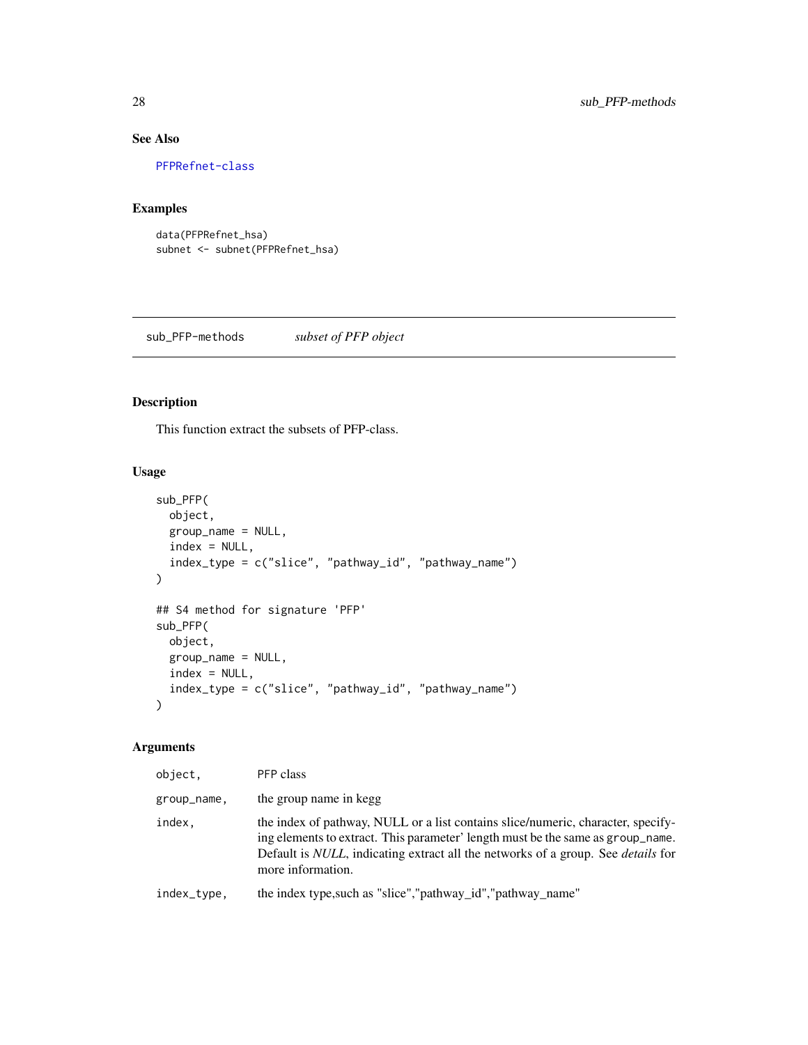## See Also

PFPRefnet-class

## Examples

```
data(PFPRefnet_hsa)
subnet <- subnet(PFPRefnet_hsa)
```

---

# sub_PFP-methods *subset of PFP object*

## Description

This function extract the subsets of PFP-class.

## Usage

```
sub_PFP(
  object,
  group_name = NULL,
  index = NULL,
  index_type = c("slice", "pathway_id", "pathway_name")
)

## S4 method for signature 'PFP'
sub_PFP(
  object,
  group_name = NULL,
  index = NULL,
  index_type = c("slice", "pathway_id", "pathway_name")
)
```

## Arguments

| | |
|---|---|
| object, | PFP class |
| group_name, | the group name in kegg |
| index, | the index of pathway, NULL or a list contains slice/numeric, character, specifying elements to extract. This parameter' length must be the same as group_name. Default is *NULL*, indicating extract all the networks of a group. See *details* for more information. |
| index_type, | the index type,such as "slice","pathway_id","pathway_name" |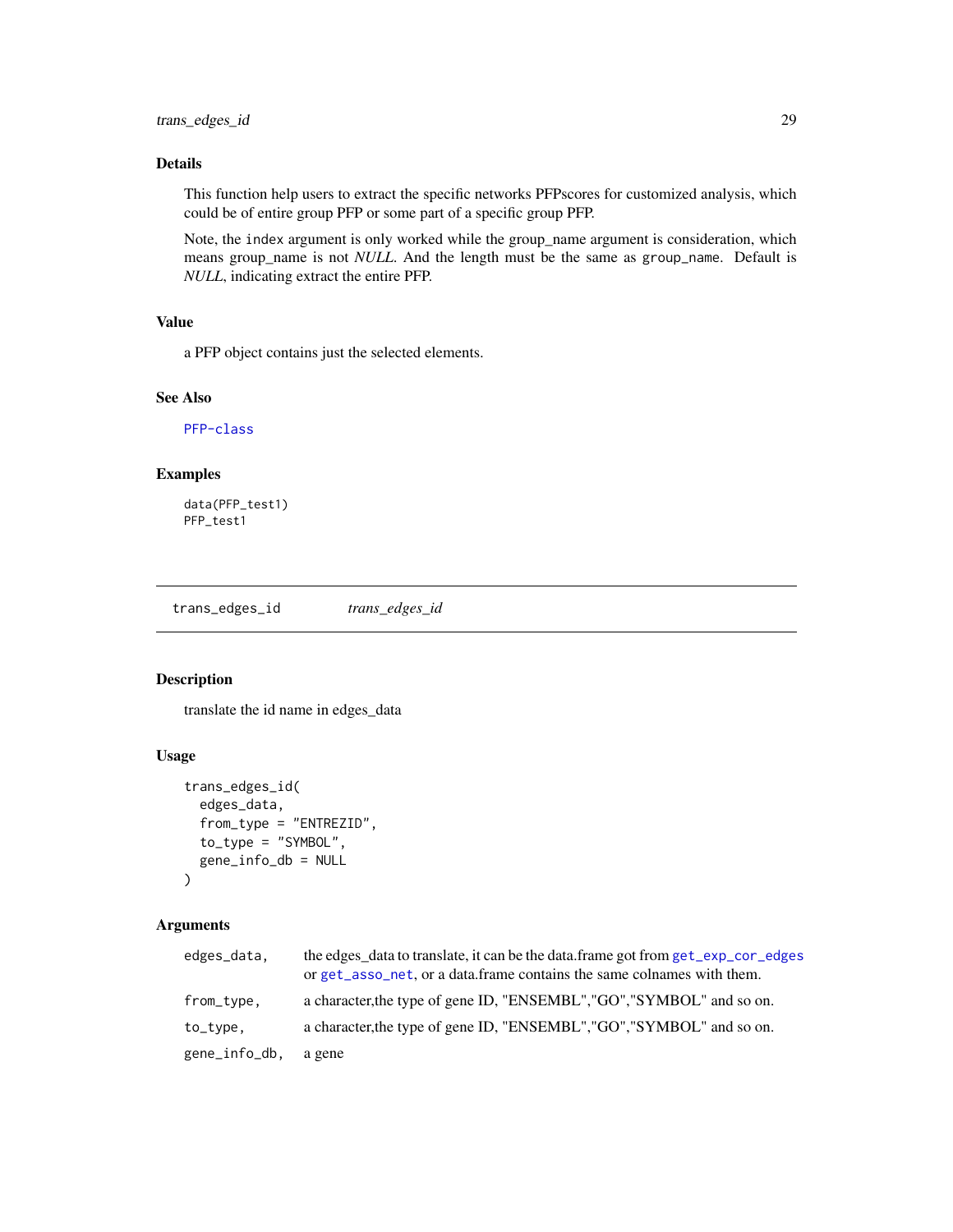### Details

This function help users to extract the specific networks PFPscores for customized analysis, which could be of entire group PFP or some part of a specific group PFP.

Note, the `index` argument is only worked while the group_name argument is consideration, which means group_name is not *NULL*. And the length must be the same as `group_name`. Default is *NULL*, indicating extract the entire PFP.

### Value

a PFP object contains just the selected elements.

### See Also

PFP-class

### Examples

```
data(PFP_test1)
PFP_test1
```

---

## trans_edges_id &nbsp;&nbsp;&nbsp;&nbsp; *trans_edges_id*

---

### Description

translate the id name in edges_data

### Usage

```
trans_edges_id(
  edges_data,
  from_type = "ENTREZID",
  to_type = "SYMBOL",
  gene_info_db = NULL
)
```

### Arguments

| | |
|---|---|
| `edges_data,` | the edges_data to translate, it can be the data.frame got from `get_exp_cor_edges` or `get_asso_net`, or a data.frame contains the same colnames with them. |
| `from_type,` | a character,the type of gene ID, "ENSEMBL","GO","SYMBOL" and so on. |
| `to_type,` | a character,the type of gene ID, "ENSEMBL","GO","SYMBOL" and so on. |
| `gene_info_db,` | a gene |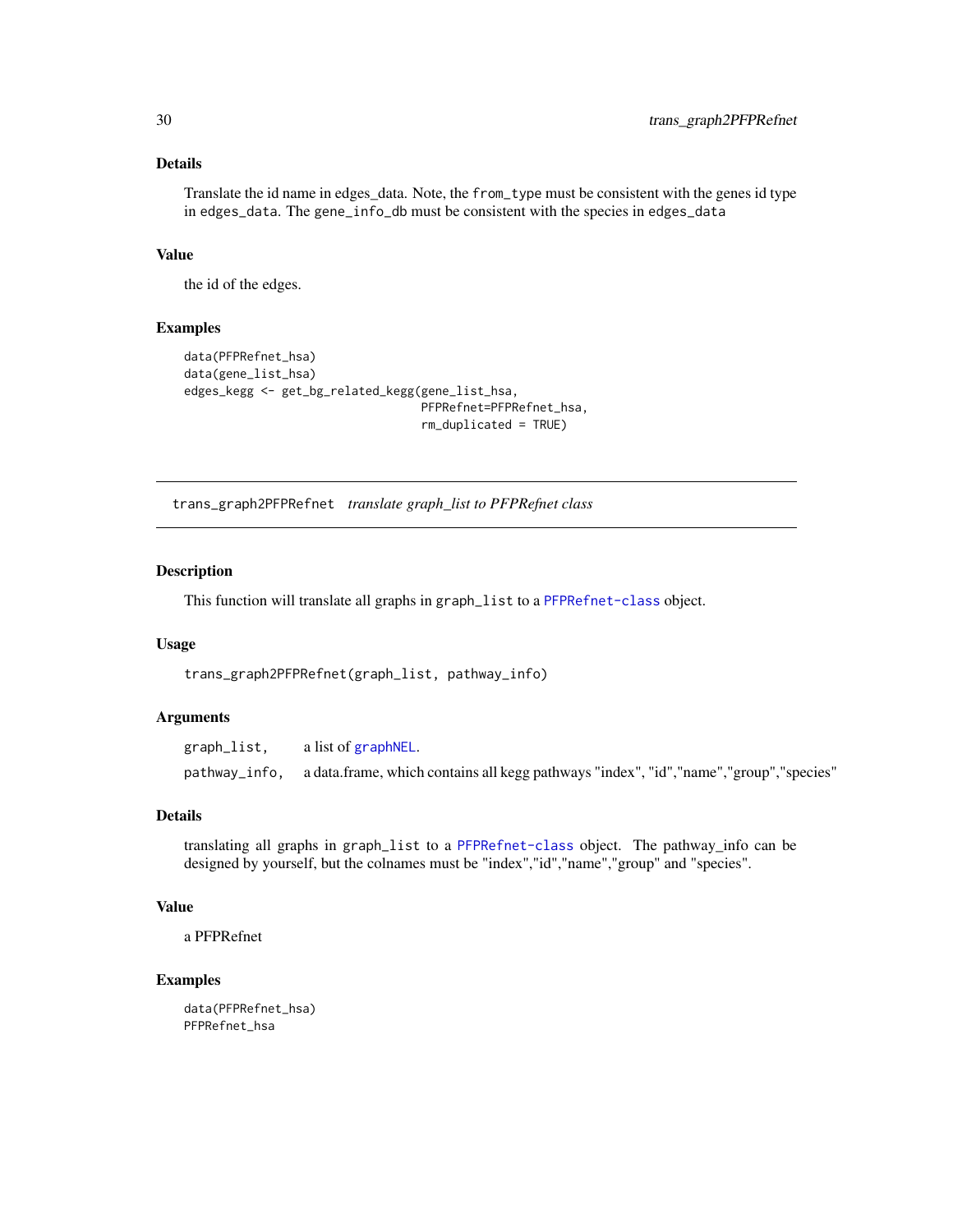### Details

Translate the id name in edges_data. Note, the `from_type` must be consistent with the genes id type in `edges_data`. The `gene_info_db` must be consistent with the species in `edges_data`

### Value

the id of the edges.

### Examples

```
data(PFPRefnet_hsa)
data(gene_list_hsa)
edges_kegg <- get_bg_related_kegg(gene_list_hsa,
                                  PFPRefnet=PFPRefnet_hsa,
                                  rm_duplicated = TRUE)
```

---

## trans_graph2PFPRefnet *translate graph_list to PFPRefnet class*

---

### Description

This function will translate all graphs in `graph_list` to a `PFPRefnet-class` object.

### Usage

```
trans_graph2PFPRefnet(graph_list, pathway_info)
```

### Arguments

| | |
|---|---|
| `graph_list,` | a list of `graphNEL`. |
| `pathway_info,` | a data.frame, which contains all kegg pathways "index", "id","name","group","species" |

### Details

translating all graphs in `graph_list` to a `PFPRefnet-class` object. The pathway_info can be designed by yourself, but the colnames must be "index","id","name","group" and "species".

### Value

a PFPRefnet

### Examples

```
data(PFPRefnet_hsa)
PFPRefnet_hsa
```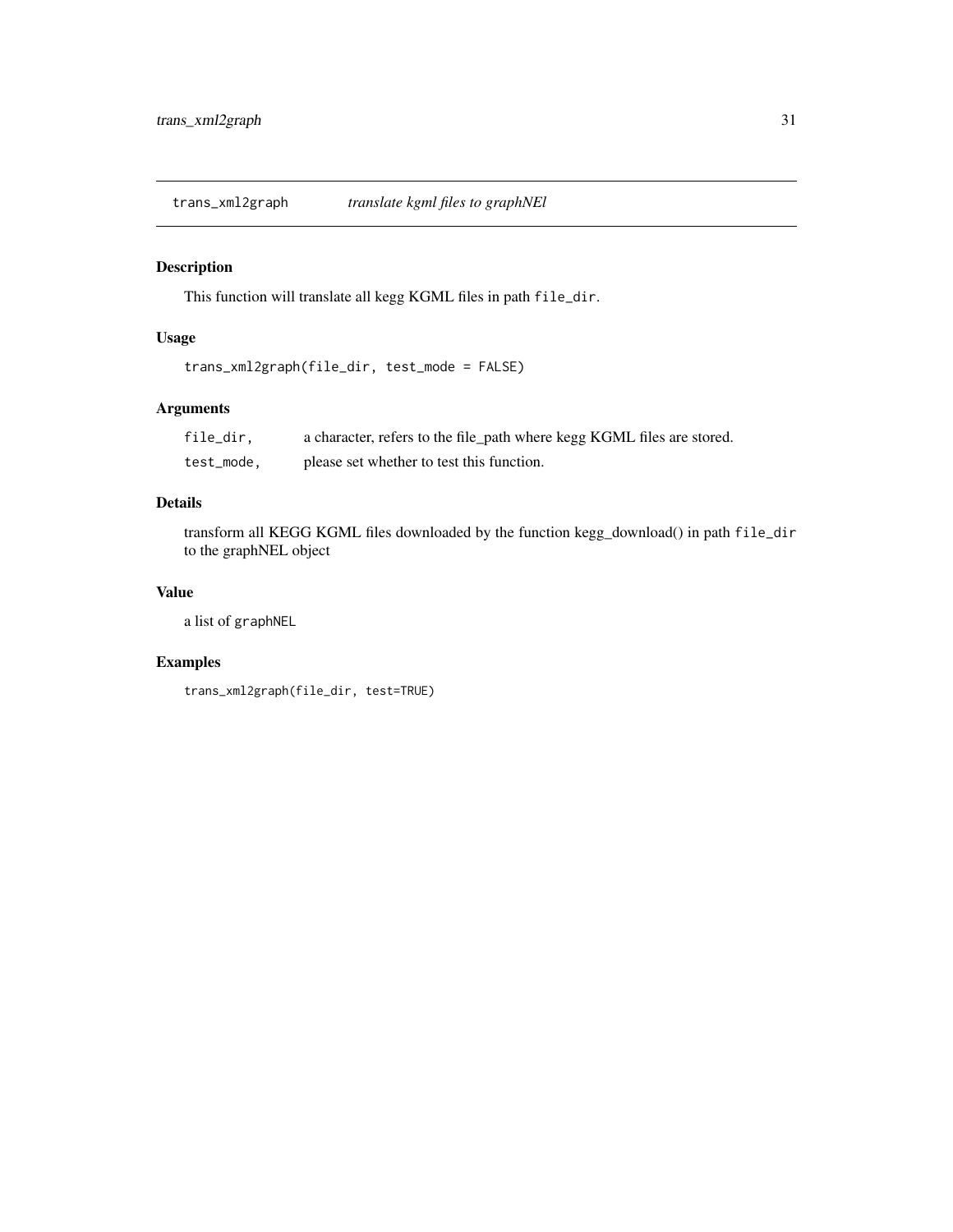## trans_xml2graph *translate kgml files to graphNEl*

### Description

This function will translate all kegg KGML files in path `file_dir`.

### Usage

```
trans_xml2graph(file_dir, test_mode = FALSE)
```

### Arguments

| | |
|---|---|
| `file_dir,` | a character, refers to the file_path where kegg KGML files are stored. |
| `test_mode,` | please set whether to test this function. |

### Details

transform all KEGG KGML files downloaded by the function kegg_download() in path `file_dir` to the graphNEL object

### Value

a list of `graphNEL`

### Examples

```
trans_xml2graph(file_dir, test=TRUE)
```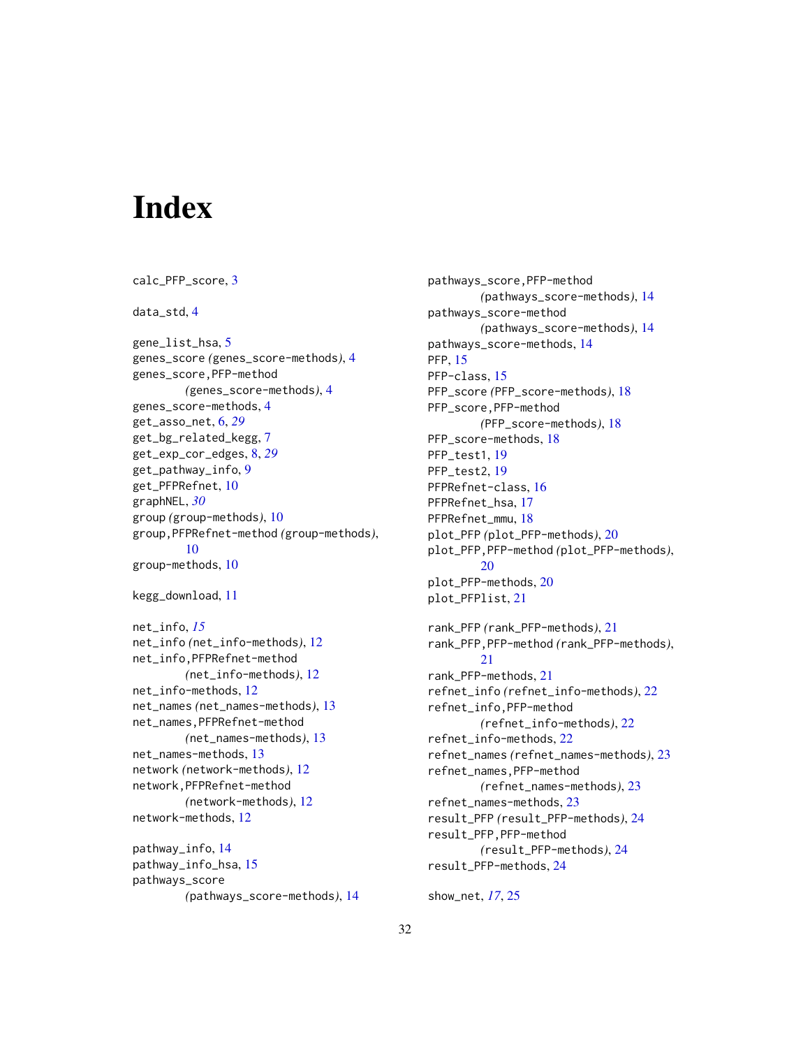# Index

calc_PFP_score, 3

data_std, 4

gene_list_hsa, 5
genes_score (genes_score-methods), 4
genes_score,PFP-method (genes_score-methods), 4
genes_score-methods, 4
get_asso_net, 6, *29*
get_bg_related_kegg, 7
get_exp_cor_edges, 8, *29*
get_pathway_info, 9
get_PFPRefnet, 10
graphNEL, *30*
group (group-methods), 10
group,PFPRefnet-method (group-methods), 10
group-methods, 10

kegg_download, 11

net_info, *15*
net_info (net_info-methods), 12
net_info,PFPRefnet-method (net_info-methods), 12
net_info-methods, 12
net_names (net_names-methods), 13
net_names,PFPRefnet-method (net_names-methods), 13
net_names-methods, 13
network (network-methods), 12
network,PFPRefnet-method (network-methods), 12
network-methods, 12

pathway_info, 14
pathway_info_hsa, 15
pathways_score (pathways_score-methods), 14
pathways_score,PFP-method (pathways_score-methods), 14
pathways_score-method (pathways_score-methods), 14
pathways_score-methods, 14
PFP, 15
PFP-class, 15
PFP_score (PFP_score-methods), 18
PFP_score,PFP-method (PFP_score-methods), 18
PFP_score-methods, 18
PFP_test1, 19
PFP_test2, 19
PFPRefnet-class, 16
PFPRefnet_hsa, 17
PFPRefnet_mmu, 18
plot_PFP (plot_PFP-methods), 20
plot_PFP,PFP-method (plot_PFP-methods), 20
plot_PFP-methods, 20
plot_PFPlist, 21

rank_PFP (rank_PFP-methods), 21
rank_PFP,PFP-method (rank_PFP-methods), 21
rank_PFP-methods, 21
refnet_info (refnet_info-methods), 22
refnet_info,PFP-method (refnet_info-methods), 22
refnet_info-methods, 22
refnet_names (refnet_names-methods), 23
refnet_names,PFP-method (refnet_names-methods), 23
refnet_names-methods, 23
result_PFP (result_PFP-methods), 24
result_PFP,PFP-method (result_PFP-methods), 24
result_PFP-methods, 24

show_net, *17*, 25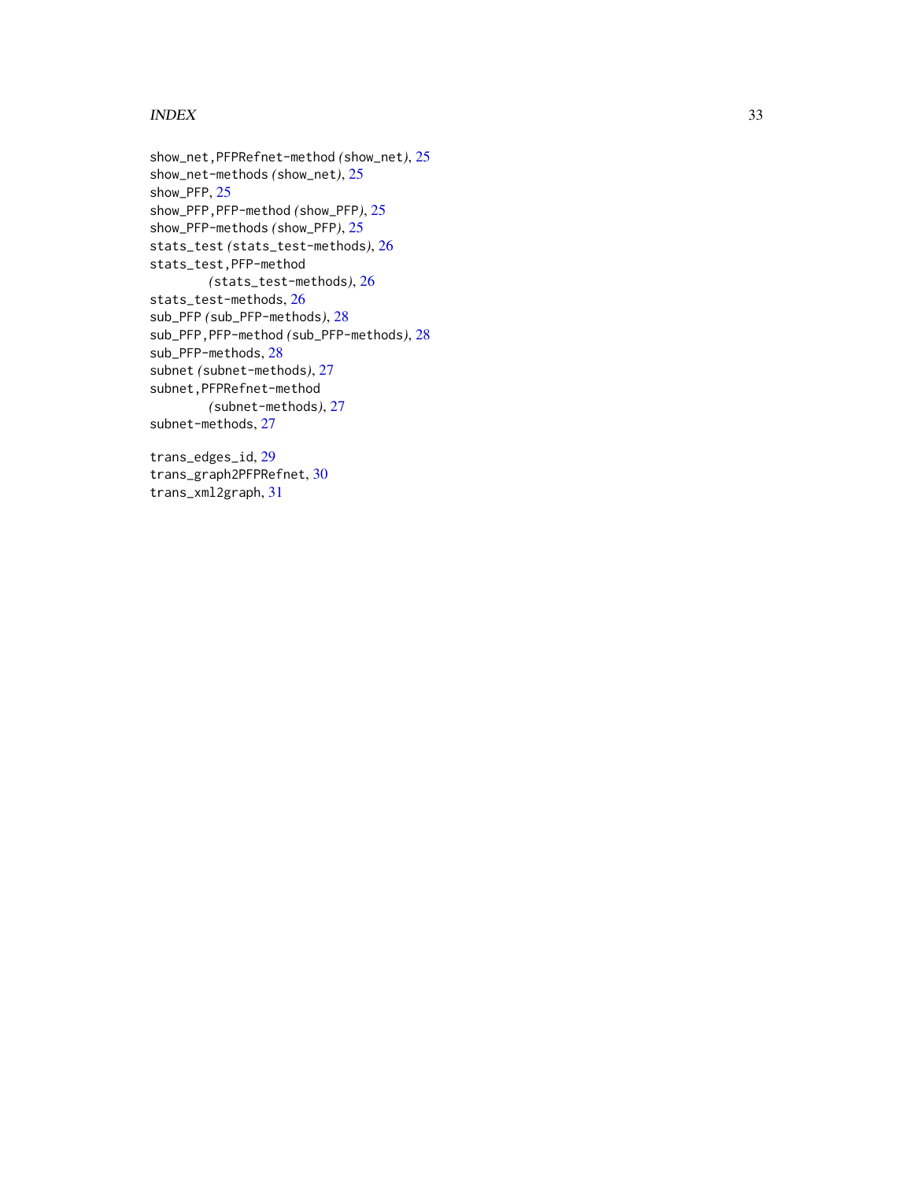show_net,PFPRefnet-method (show_net), 25
show_net-methods (show_net), 25
show_PFP, 25
show_PFP,PFP-method (show_PFP), 25
show_PFP-methods (show_PFP), 25
stats_test (stats_test-methods), 26
stats_test,PFP-method
        (stats_test-methods), 26
stats_test-methods, 26
sub_PFP (sub_PFP-methods), 28
sub_PFP,PFP-method (sub_PFP-methods), 28
sub_PFP-methods, 28
subnet (subnet-methods), 27
subnet,PFPRefnet-method
        (subnet-methods), 27
subnet-methods, 27

trans_edges_id, 29
trans_graph2PFPRefnet, 30
trans_xml2graph, 31